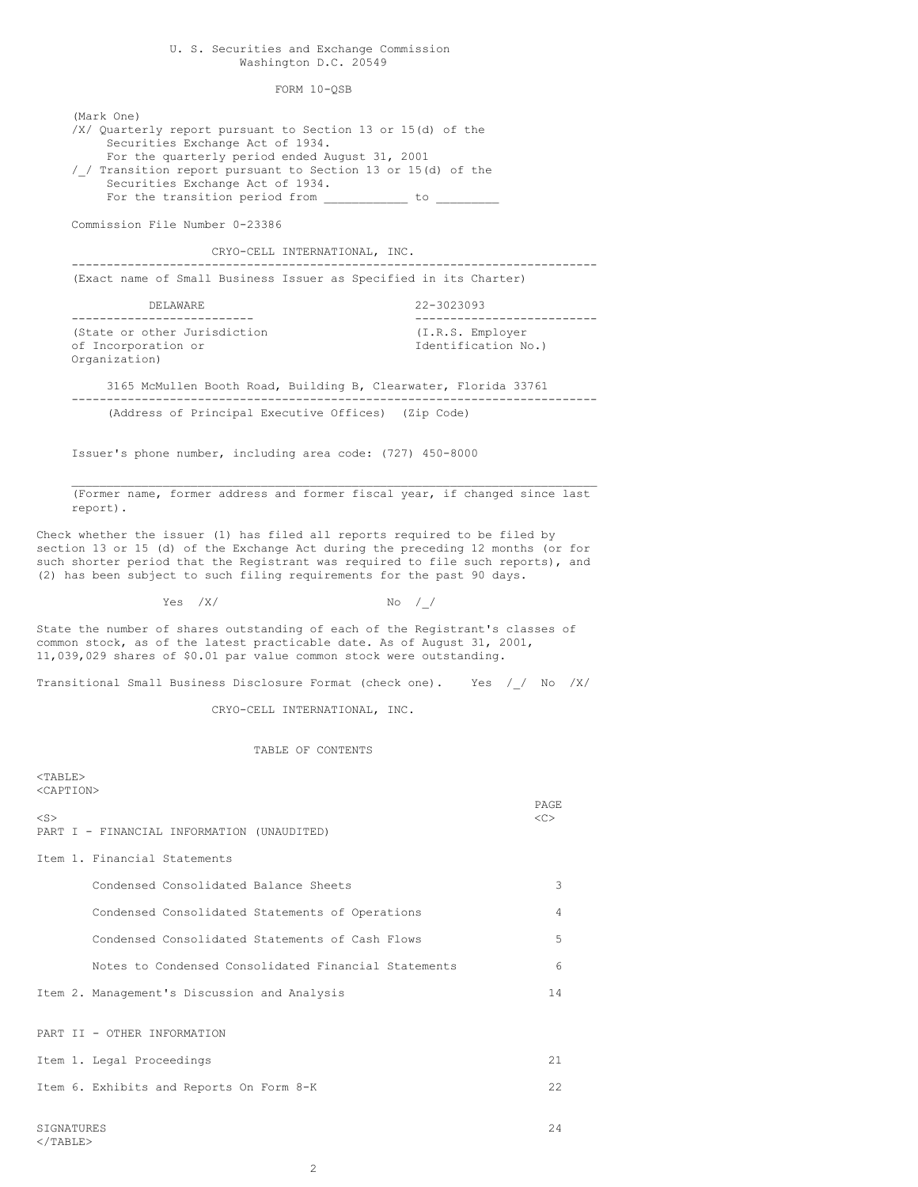U. S. Securities and Exchange Commission
Washington D.C. 20549

FORM 10-QSB

(Mark One)

/X/ Quarterly report pursuant to Section 13 or 15(d) of the Securities Exchange Act of 1934.
For the quarterly period ended August 31, 2001

/_/ Transition report pursuant to Section 13 or 15(d) of the Securities Exchange Act of 1934.
For the transition period from ___________ to _________

Commission File Number 0-23386

CRYO-CELL INTERNATIONAL, INC.

(Exact name of Small Business Issuer as Specified in its Charter)

| DELAWARE | 22-3023093 |
|---|---|
| (State or other Jurisdiction of Incorporation or Organization) | (I.R.S. Employer Identification No.) |

3165 McMullen Booth Road, Building B, Clearwater, Florida 33761

(Address of Principal Executive Offices) (Zip Code)

Issuer's phone number, including area code: (727) 450-8000

(Former name, former address and former fiscal year, if changed since last report).

Check whether the issuer (1) has filed all reports required to be filed by section 13 or 15 (d) of the Exchange Act during the preceding 12 months (or for such shorter period that the Registrant was required to file such reports), and (2) has been subject to such filing requirements for the past 90 days.

Yes /X/ No /_/

State the number of shares outstanding of each of the Registrant's classes of common stock, as of the latest practicable date. As of August 31, 2001, 11,039,029 shares of $0.01 par value common stock were outstanding.

Transitional Small Business Disclosure Format (check one). Yes /_/ No /X/

CRYO-CELL INTERNATIONAL, INC.

TABLE OF CONTENTS

| | PAGE |
|---|---|
| PART I - FINANCIAL INFORMATION (UNAUDITED) | |
| Item 1. Financial Statements | |
| Condensed Consolidated Balance Sheets | 3 |
| Condensed Consolidated Statements of Operations | 4 |
| Condensed Consolidated Statements of Cash Flows | 5 |
| Notes to Condensed Consolidated Financial Statements | 6 |
| Item 2. Management's Discussion and Analysis | 14 |
| PART II - OTHER INFORMATION | |
| Item 1. Legal Proceedings | 21 |
| Item 6. Exhibits and Reports On Form 8-K | 22 |
| SIGNATURES | 24 |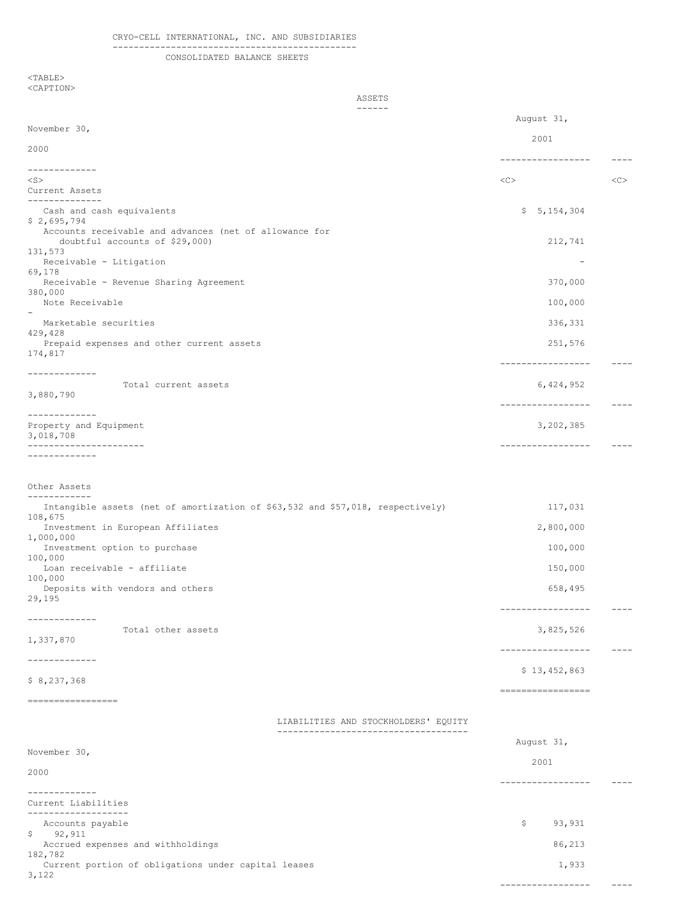# CRYO-CELL INTERNATIONAL, INC. AND SUBSIDIARIES

## CONSOLIDATED BALANCE SHEETS

### ASSETS

| | August 31, 2001 | November 30, 2000 |
|---|---|---|
| **Current Assets** | | |
| Cash and cash equivalents | $ 5,154,304 | $ 2,695,794 |
| Accounts receivable and advances (net of allowance for doubtful accounts of $29,000) | 212,741 | 131,573 |
| Receivable - Litigation | - | 69,178 |
| Receivable - Revenue Sharing Agreement | 370,000 | 380,000 |
| Note Receivable | 100,000 | - |
| Marketable securities | 336,331 | 429,428 |
| Prepaid expenses and other current assets | 251,576 | 174,817 |
| Total current assets | 6,424,952 | 3,880,790 |
| **Property and Equipment** | 3,202,385 | 3,018,708 |
| **Other Assets** | | |
| Intangible assets (net of amortization of $63,532 and $57,018, respectively) | 117,031 | 108,675 |
| Investment in European Affiliates | 2,800,000 | 1,000,000 |
| Investment option to purchase | 100,000 | 100,000 |
| Loan receivable - affiliate | 150,000 | 100,000 |
| Deposits with vendors and others | 658,495 | 29,195 |
| Total other assets | 3,825,526 | 1,337,870 |
| | $ 13,452,863 | $ 8,237,368 |

### LIABILITIES AND STOCKHOLDERS' EQUITY

| | August 31, 2001 | November 30, 2000 |
|---|---|---|
| **Current Liabilities** | | |
| Accounts payable | $ 93,931 | $ 92,911 |
| Accrued expenses and withholdings | 86,213 | 182,782 |
| Current portion of obligations under capital leases | 1,933 | 3,122 |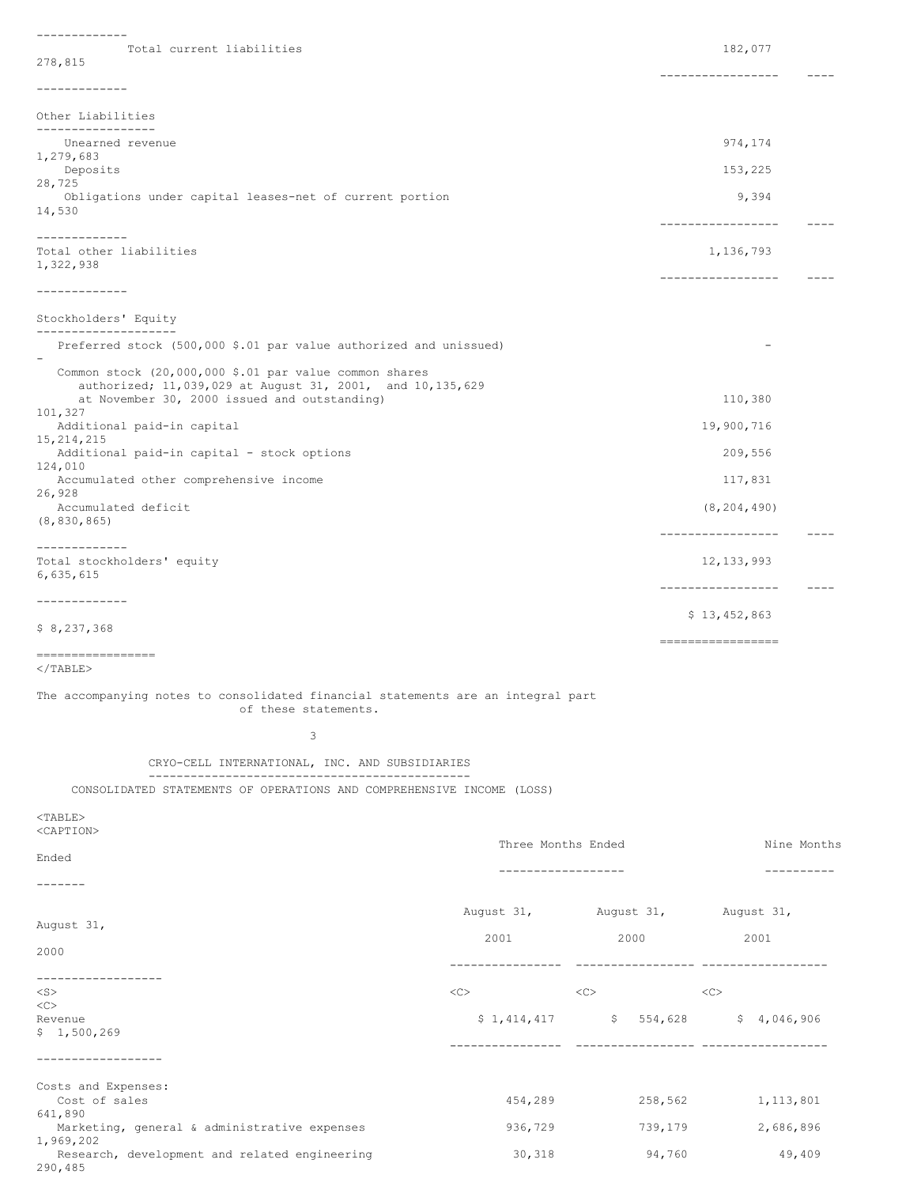| | | |
|---|---|---|
| Total current liabilities | 182,077 | 278,815 |
| **Other Liabilities** | | |
| Unearned revenue | 974,174 | 1,279,683 |
| Deposits | 153,225 | 28,725 |
| Obligations under capital leases-net of current portion | 9,394 | 14,530 |
| Total other liabilities | 1,136,793 | 1,322,938 |
| **Stockholders' Equity** | | |
| Preferred stock (500,000 $.01 par value authorized and unissued) | - | - |
| Common stock (20,000,000 $.01 par value common shares authorized; 11,039,029 at August 31, 2001, and 10,135,629 at November 30, 2000 issued and outstanding) | 110,380 | 101,327 |
| Additional paid-in capital | 19,900,716 | 15,214,215 |
| Additional paid-in capital - stock options | 209,556 | 124,010 |
| Accumulated other comprehensive income | 117,831 | 26,928 |
| Accumulated deficit | (8,204,490) | (8,830,865) |
| Total stockholders' equity | 12,133,993 | 6,635,615 |
| | $ 13,452,863 | $ 8,237,368 |

The accompanying notes to consolidated financial statements are an integral part of these statements.

## CRYO-CELL INTERNATIONAL, INC. AND SUBSIDIARIES

### CONSOLIDATED STATEMENTS OF OPERATIONS AND COMPREHENSIVE INCOME (LOSS)

| | Three Months Ended | | Nine Months Ended | |
|---|---|---|---|---|
| | August 31, 2001 | August 31, 2000 | August 31, 2001 | August 31, 2000 |
| Revenue | $ 1,414,417 | $ 554,628 | $ 4,046,906 | $ 1,500,269 |
| Costs and Expenses: | | | | |
| Cost of sales | 454,289 | 258,562 | 1,113,801 | 641,890 |
| Marketing, general & administrative expenses | 936,729 | 739,179 | 2,686,896 | 1,969,202 |
| Research, development and related engineering | 30,318 | 94,760 | 49,409 | 290,485 |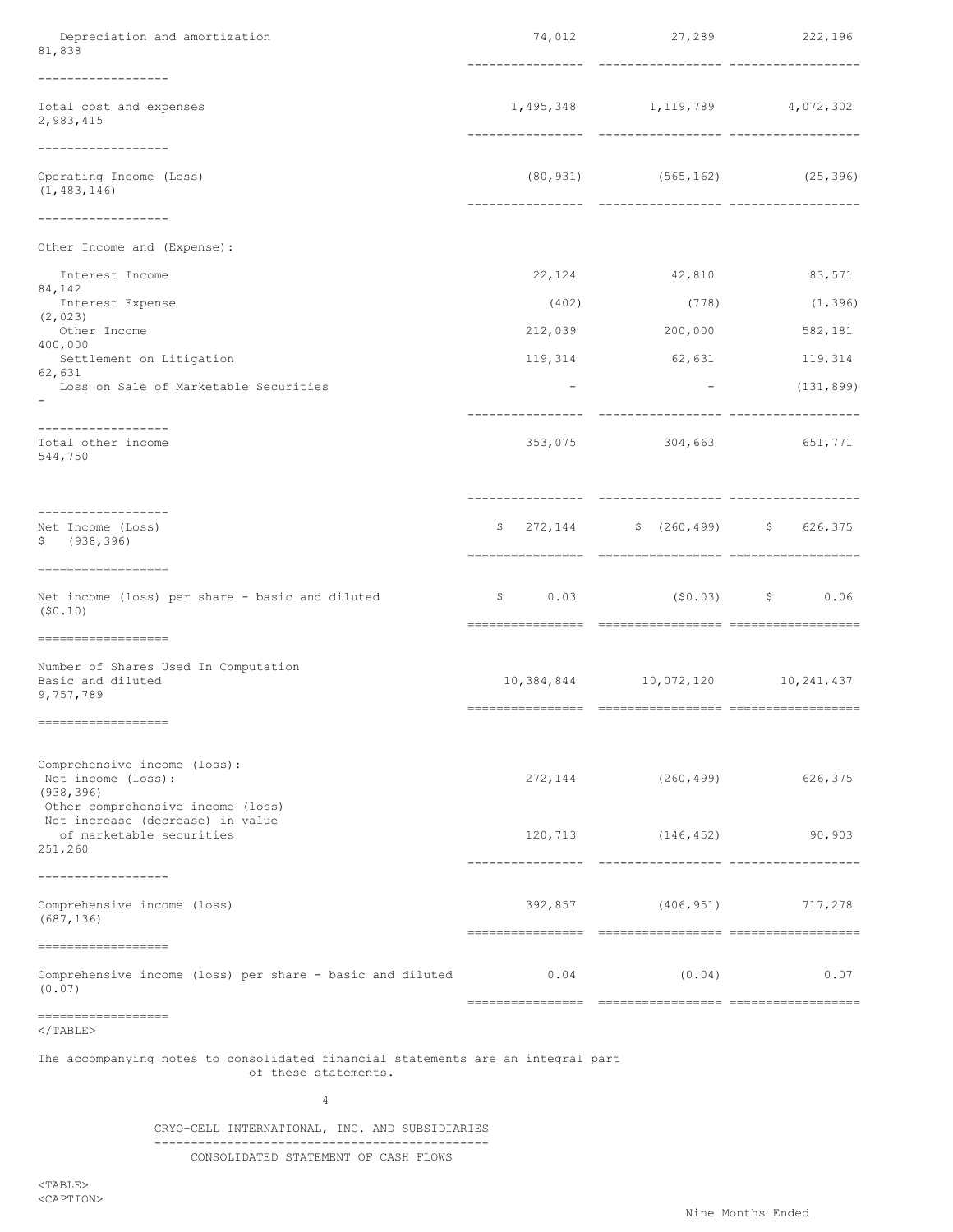| | | | | |
|---|---|---|---|---|
| Depreciation and amortization | 74,012 | 27,289 | 222,196 | 81,838 |
| Total cost and expenses | 1,495,348 | 1,119,789 | 4,072,302 | 2,983,415 |
| Operating Income (Loss) | (80,931) | (565,162) | (25,396) | (1,483,146) |
| Other Income and (Expense): | | | | |
| Interest Income | 22,124 | 42,810 | 83,571 | 84,142 |
| Interest Expense | (402) | (778) | (1,396) | (2,023) |
| Other Income | 212,039 | 200,000 | 582,181 | 400,000 |
| Settlement on Litigation | 119,314 | 62,631 | 119,314 | 62,631 |
| Loss on Sale of Marketable Securities | - | - | (131,899) | - |
| Total other income | 353,075 | 304,663 | 651,771 | 544,750 |
| Net Income (Loss) | $ 272,144 | $ (260,499) | $ 626,375 | $ (938,396) |
| Net income (loss) per share - basic and diluted | $ 0.03 | ($0.03) | $ 0.06 | ($0.10) |
| Number of Shares Used In Computation Basic and diluted | 10,384,844 | 10,072,120 | 10,241,437 | 9,757,789 |
| Comprehensive income (loss): | | | | |
| Net income (loss): | 272,144 | (260,499) | 626,375 | (938,396) |
| Other comprehensive income (loss) Net increase (decrease) in value of marketable securities | 120,713 | (146,452) | 90,903 | 251,260 |
| Comprehensive income (loss) | 392,857 | (406,951) | 717,278 | (687,136) |
| Comprehensive income (loss) per share - basic and diluted | 0.04 | (0.04) | 0.07 | (0.07) |

The accompanying notes to consolidated financial statements are an integral part of these statements.

CRYO-CELL INTERNATIONAL, INC. AND SUBSIDIARIES

CONSOLIDATED STATEMENT OF CASH FLOWS

Nine Months Ended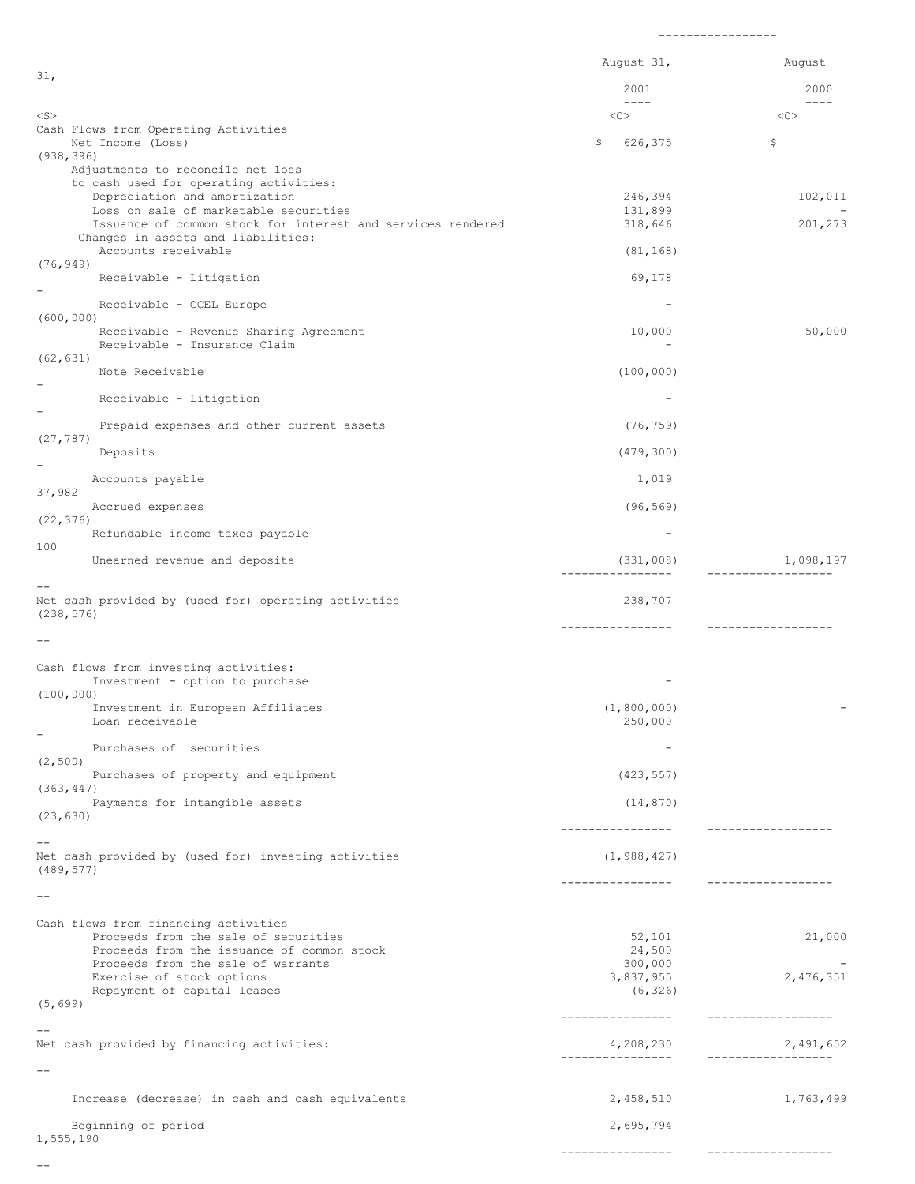| | August 31, 2001 | August 31, 2000 |
|---|---|---|
| **Cash Flows from Operating Activities** | | |
| Net Income (Loss) | $ 626,375 | $ (938,396) |
| Adjustments to reconcile net loss to cash used for operating activities: | | |
| Depreciation and amortization | 246,394 | 102,011 |
| Loss on sale of marketable securities | 131,899 | - |
| Issuance of common stock for interest and services rendered | 318,646 | 201,273 |
| Changes in assets and liabilities: | | |
| Accounts receivable | (81,168) | (76,949) |
| Receivable - Litigation | 69,178 | - |
| Receivable - CCEL Europe | - | (600,000) |
| Receivable - Revenue Sharing Agreement | 10,000 | 50,000 |
| Receivable - Insurance Claim | - | (62,631) |
| Note Receivable | (100,000) | - |
| Receivable - Litigation | - | - |
| Prepaid expenses and other current assets | (76,759) | (27,787) |
| Deposits | (479,300) | - |
| Accounts payable | 1,019 | 37,982 |
| Accrued expenses | (96,569) | (22,376) |
| Refundable income taxes payable | - | 100 |
| Unearned revenue and deposits | (331,008) | 1,098,197 |
| Net cash provided by (used for) operating activities | 238,707 | (238,576) |
| **Cash flows from investing activities:** | | |
| Investment - option to purchase | - | (100,000) |
| Investment in European Affiliates | (1,800,000) | - |
| Loan receivable | 250,000 | - |
| Purchases of securities | - | (2,500) |
| Purchases of property and equipment | (423,557) | (363,447) |
| Payments for intangible assets | (14,870) | (23,630) |
| Net cash provided by (used for) investing activities | (1,988,427) | (489,577) |
| **Cash flows from financing activities** | | |
| Proceeds from the sale of securities | 52,101 | 21,000 |
| Proceeds from the issuance of common stock | 24,500 | |
| Proceeds from the sale of warrants | 300,000 | - |
| Exercise of stock options | 3,837,955 | 2,476,351 |
| Repayment of capital leases | (6,326) | (5,699) |
| Net cash provided by financing activities: | 4,208,230 | 2,491,652 |
| Increase (decrease) in cash and cash equivalents | 2,458,510 | 1,763,499 |
| Beginning of period | 2,695,794 | 1,555,190 |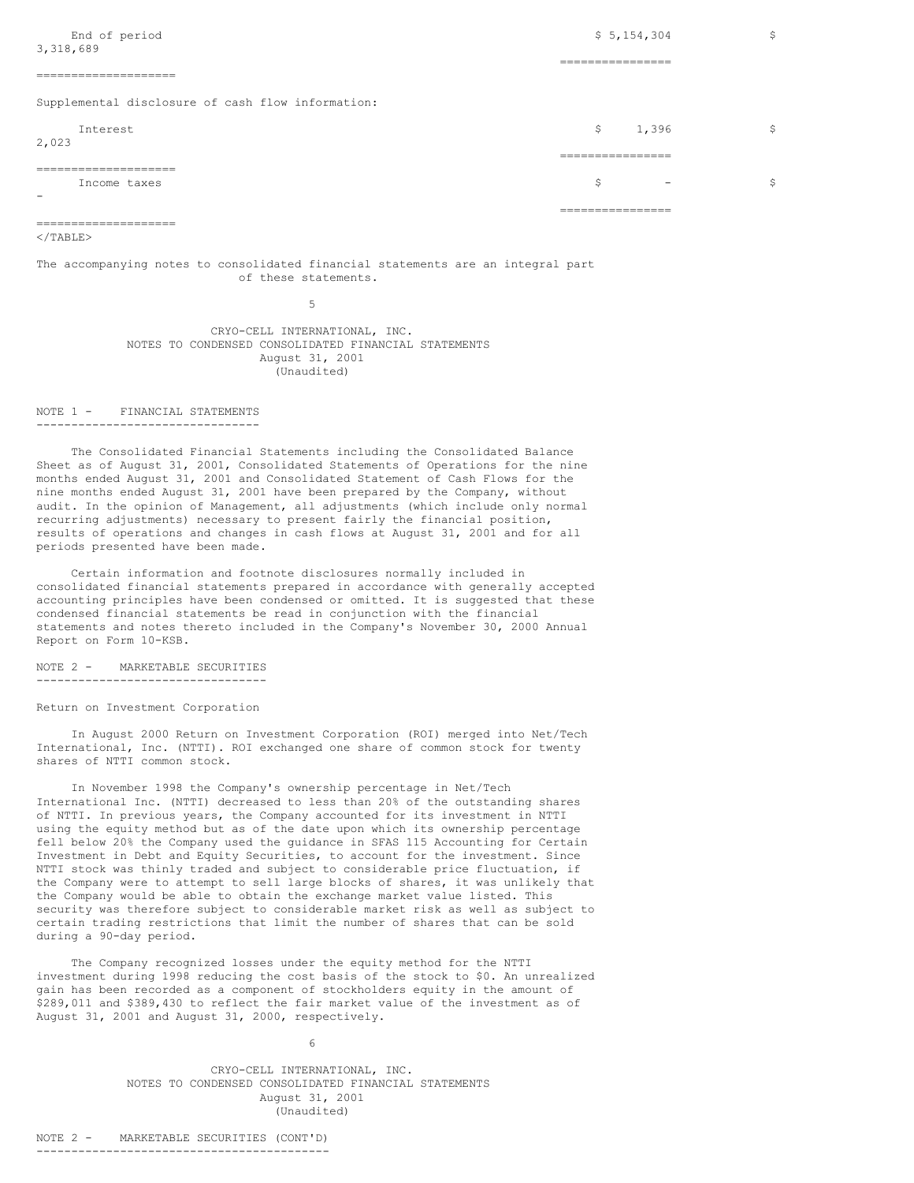| | | |
|---|---|---|
| End of period | $ 5,154,304 | $ 3,318,689 |
| Supplemental disclosure of cash flow information: | | |
| Interest | $ 1,396 | $ 2,023 |
| Income taxes | $ - | $ - |

The accompanying notes to consolidated financial statements are an integral part of these statements.

CRYO-CELL INTERNATIONAL, INC.
NOTES TO CONDENSED CONSOLIDATED FINANCIAL STATEMENTS
August 31, 2001
(Unaudited)

## NOTE 1 - FINANCIAL STATEMENTS

The Consolidated Financial Statements including the Consolidated Balance Sheet as of August 31, 2001, Consolidated Statements of Operations for the nine months ended August 31, 2001 and Consolidated Statement of Cash Flows for the nine months ended August 31, 2001 have been prepared by the Company, without audit. In the opinion of Management, all adjustments (which include only normal recurring adjustments) necessary to present fairly the financial position, results of operations and changes in cash flows at August 31, 2001 and for all periods presented have been made.

Certain information and footnote disclosures normally included in consolidated financial statements prepared in accordance with generally accepted accounting principles have been condensed or omitted. It is suggested that these condensed financial statements be read in conjunction with the financial statements and notes thereto included in the Company's November 30, 2000 Annual Report on Form 10-KSB.

## NOTE 2 - MARKETABLE SECURITIES

Return on Investment Corporation

In August 2000 Return on Investment Corporation (ROI) merged into Net/Tech International, Inc. (NTTI). ROI exchanged one share of common stock for twenty shares of NTTI common stock.

In November 1998 the Company's ownership percentage in Net/Tech International Inc. (NTTI) decreased to less than 20% of the outstanding shares of NTTI. In previous years, the Company accounted for its investment in NTTI using the equity method but as of the date upon which its ownership percentage fell below 20% the Company used the guidance in SFAS 115 Accounting for Certain Investment in Debt and Equity Securities, to account for the investment. Since NTTI stock was thinly traded and subject to considerable price fluctuation, if the Company were to attempt to sell large blocks of shares, it was unlikely that the Company would be able to obtain the exchange market value listed. This security was therefore subject to considerable market risk as well as subject to certain trading restrictions that limit the number of shares that can be sold during a 90-day period.

The Company recognized losses under the equity method for the NTTI investment during 1998 reducing the cost basis of the stock to $0. An unrealized gain has been recorded as a component of stockholders equity in the amount of $289,011 and $389,430 to reflect the fair market value of the investment as of August 31, 2001 and August 31, 2000, respectively.

CRYO-CELL INTERNATIONAL, INC.
NOTES TO CONDENSED CONSOLIDATED FINANCIAL STATEMENTS
August 31, 2001
(Unaudited)

## NOTE 2 - MARKETABLE SECURITIES (CONT'D)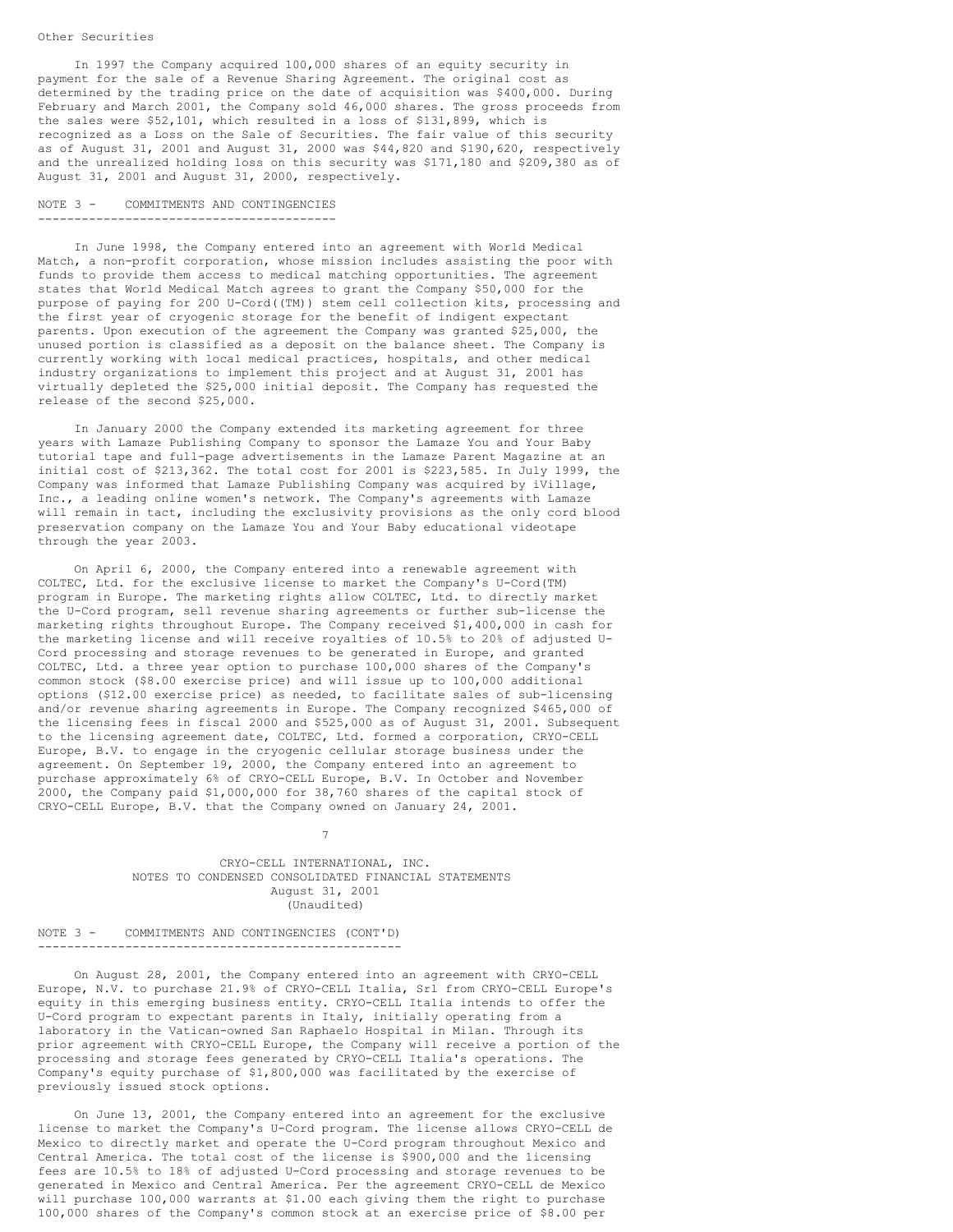Other Securities

In 1997 the Company acquired 100,000 shares of an equity security in payment for the sale of a Revenue Sharing Agreement. The original cost as determined by the trading price on the date of acquisition was $400,000. During February and March 2001, the Company sold 46,000 shares. The gross proceeds from the sales were $52,101, which resulted in a loss of $131,899, which is recognized as a Loss on the Sale of Securities. The fair value of this security as of August 31, 2001 and August 31, 2000 was $44,820 and $190,620, respectively and the unrealized holding loss on this security was $171,180 and $209,380 as of August 31, 2001 and August 31, 2000, respectively.

## NOTE 3 - COMMITMENTS AND CONTINGENCIES

In June 1998, the Company entered into an agreement with World Medical Match, a non-profit corporation, whose mission includes assisting the poor with funds to provide them access to medical matching opportunities. The agreement states that World Medical Match agrees to grant the Company $50,000 for the purpose of paying for 200 U-Cord((TM)) stem cell collection kits, processing and the first year of cryogenic storage for the benefit of indigent expectant parents. Upon execution of the agreement the Company was granted $25,000, the unused portion is classified as a deposit on the balance sheet. The Company is currently working with local medical practices, hospitals, and other medical industry organizations to implement this project and at August 31, 2001 has virtually depleted the $25,000 initial deposit. The Company has requested the release of the second $25,000.

In January 2000 the Company extended its marketing agreement for three years with Lamaze Publishing Company to sponsor the Lamaze You and Your Baby tutorial tape and full-page advertisements in the Lamaze Parent Magazine at an initial cost of $213,362. The total cost for 2001 is $223,585. In July 1999, the Company was informed that Lamaze Publishing Company was acquired by iVillage, Inc., a leading online women's network. The Company's agreements with Lamaze will remain in tact, including the exclusivity provisions as the only cord blood preservation company on the Lamaze You and Your Baby educational videotape through the year 2003.

On April 6, 2000, the Company entered into a renewable agreement with COLTEC, Ltd. for the exclusive license to market the Company's U-Cord(TM) program in Europe. The marketing rights allow COLTEC, Ltd. to directly market the U-Cord program, sell revenue sharing agreements or further sub-license the marketing rights throughout Europe. The Company received $1,400,000 in cash for the marketing license and will receive royalties of 10.5% to 20% of adjusted U-Cord processing and storage revenues to be generated in Europe, and granted COLTEC, Ltd. a three year option to purchase 100,000 shares of the Company's common stock ($8.00 exercise price) and will issue up to 100,000 additional options ($12.00 exercise price) as needed, to facilitate sales of sub-licensing and/or revenue sharing agreements in Europe. The Company recognized $465,000 of the licensing fees in fiscal 2000 and $525,000 as of August 31, 2001. Subsequent to the licensing agreement date, COLTEC, Ltd. formed a corporation, CRYO-CELL Europe, B.V. to engage in the cryogenic cellular storage business under the agreement. On September 19, 2000, the Company entered into an agreement to purchase approximately 6% of CRYO-CELL Europe, B.V. In October and November 2000, the Company paid $1,000,000 for 38,760 shares of the capital stock of CRYO-CELL Europe, B.V. that the Company owned on January 24, 2001.

CRYO-CELL INTERNATIONAL, INC.
NOTES TO CONDENSED CONSOLIDATED FINANCIAL STATEMENTS
August 31, 2001
(Unaudited)

## NOTE 3 - COMMITMENTS AND CONTINGENCIES (CONT'D)

On August 28, 2001, the Company entered into an agreement with CRYO-CELL Europe, N.V. to purchase 21.9% of CRYO-CELL Italia, Srl from CRYO-CELL Europe's equity in this emerging business entity. CRYO-CELL Italia intends to offer the U-Cord program to expectant parents in Italy, initially operating from a laboratory in the Vatican-owned San Raphaelo Hospital in Milan. Through its prior agreement with CRYO-CELL Europe, the Company will receive a portion of the processing and storage fees generated by CRYO-CELL Italia's operations. The Company's equity purchase of $1,800,000 was facilitated by the exercise of previously issued stock options.

On June 13, 2001, the Company entered into an agreement for the exclusive license to market the Company's U-Cord program. The license allows CRYO-CELL de Mexico to directly market and operate the U-Cord program throughout Mexico and Central America. The total cost of the license is $900,000 and the licensing fees are 10.5% to 18% of adjusted U-Cord processing and storage revenues to be generated in Mexico and Central America. Per the agreement CRYO-CELL de Mexico will purchase 100,000 warrants at $1.00 each giving them the right to purchase 100,000 shares of the Company's common stock at an exercise price of $8.00 per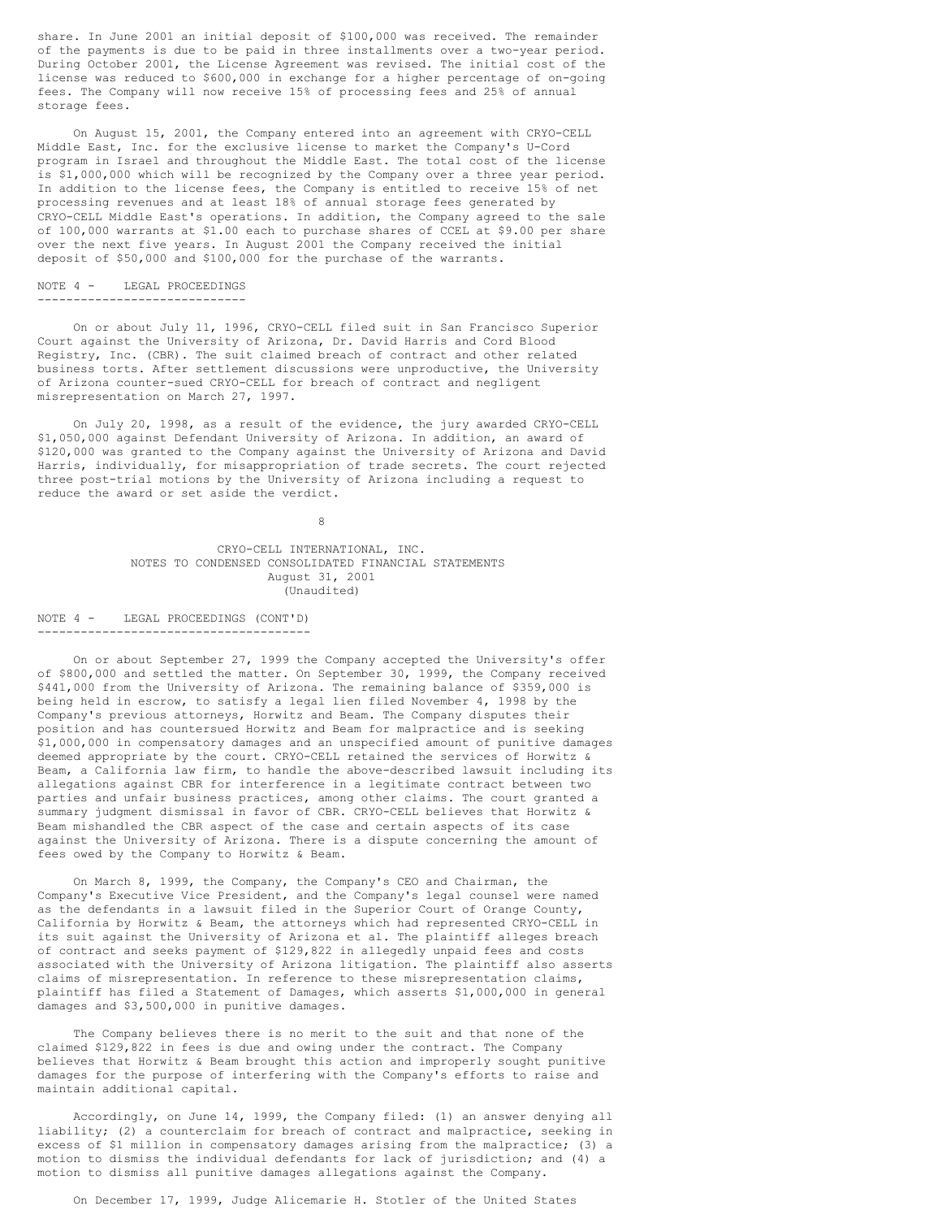share. In June 2001 an initial deposit of $100,000 was received. The remainder of the payments is due to be paid in three installments over a two-year period. During October 2001, the License Agreement was revised. The initial cost of the license was reduced to $600,000 in exchange for a higher percentage of on-going fees. The Company will now receive 15% of processing fees and 25% of annual storage fees.

On August 15, 2001, the Company entered into an agreement with CRYO-CELL Middle East, Inc. for the exclusive license to market the Company's U-Cord program in Israel and throughout the Middle East. The total cost of the license is $1,000,000 which will be recognized by the Company over a three year period. In addition to the license fees, the Company is entitled to receive 15% of net processing revenues and at least 18% of annual storage fees generated by CRYO-CELL Middle East's operations. In addition, the Company agreed to the sale of 100,000 warrants at $1.00 each to purchase shares of CCEL at $9.00 per share over the next five years. In August 2001 the Company received the initial deposit of $50,000 and $100,000 for the purchase of the warrants.

## NOTE 4 - LEGAL PROCEEDINGS

On or about July 11, 1996, CRYO-CELL filed suit in San Francisco Superior Court against the University of Arizona, Dr. David Harris and Cord Blood Registry, Inc. (CBR). The suit claimed breach of contract and other related business torts. After settlement discussions were unproductive, the University of Arizona counter-sued CRYO-CELL for breach of contract and negligent misrepresentation on March 27, 1997.

On July 20, 1998, as a result of the evidence, the jury awarded CRYO-CELL $1,050,000 against Defendant University of Arizona. In addition, an award of $120,000 was granted to the Company against the University of Arizona and David Harris, individually, for misappropriation of trade secrets. The court rejected three post-trial motions by the University of Arizona including a request to reduce the award or set aside the verdict.

CRYO-CELL INTERNATIONAL, INC.
NOTES TO CONDENSED CONSOLIDATED FINANCIAL STATEMENTS
August 31, 2001
(Unaudited)

## NOTE 4 - LEGAL PROCEEDINGS (CONT'D)

On or about September 27, 1999 the Company accepted the University's offer of $800,000 and settled the matter. On September 30, 1999, the Company received $441,000 from the University of Arizona. The remaining balance of $359,000 is being held in escrow, to satisfy a legal lien filed November 4, 1998 by the Company's previous attorneys, Horwitz and Beam. The Company disputes their position and has countersued Horwitz and Beam for malpractice and is seeking $1,000,000 in compensatory damages and an unspecified amount of punitive damages deemed appropriate by the court. CRYO-CELL retained the services of Horwitz & Beam, a California law firm, to handle the above-described lawsuit including its allegations against CBR for interference in a legitimate contract between two parties and unfair business practices, among other claims. The court granted a summary judgment dismissal in favor of CBR. CRYO-CELL believes that Horwitz & Beam mishandled the CBR aspect of the case and certain aspects of its case against the University of Arizona. There is a dispute concerning the amount of fees owed by the Company to Horwitz & Beam.

On March 8, 1999, the Company, the Company's CEO and Chairman, the Company's Executive Vice President, and the Company's legal counsel were named as the defendants in a lawsuit filed in the Superior Court of Orange County, California by Horwitz & Beam, the attorneys which had represented CRYO-CELL in its suit against the University of Arizona et al. The plaintiff alleges breach of contract and seeks payment of $129,822 in allegedly unpaid fees and costs associated with the University of Arizona litigation. The plaintiff also asserts claims of misrepresentation. In reference to these misrepresentation claims, plaintiff has filed a Statement of Damages, which asserts $1,000,000 in general damages and $3,500,000 in punitive damages.

The Company believes there is no merit to the suit and that none of the claimed $129,822 in fees is due and owing under the contract. The Company believes that Horwitz & Beam brought this action and improperly sought punitive damages for the purpose of interfering with the Company's efforts to raise and maintain additional capital.

Accordingly, on June 14, 1999, the Company filed: (1) an answer denying all liability; (2) a counterclaim for breach of contract and malpractice, seeking in excess of $1 million in compensatory damages arising from the malpractice; (3) a motion to dismiss the individual defendants for lack of jurisdiction; and (4) a motion to dismiss all punitive damages allegations against the Company.

On December 17, 1999, Judge Alicemarie H. Stotler of the United States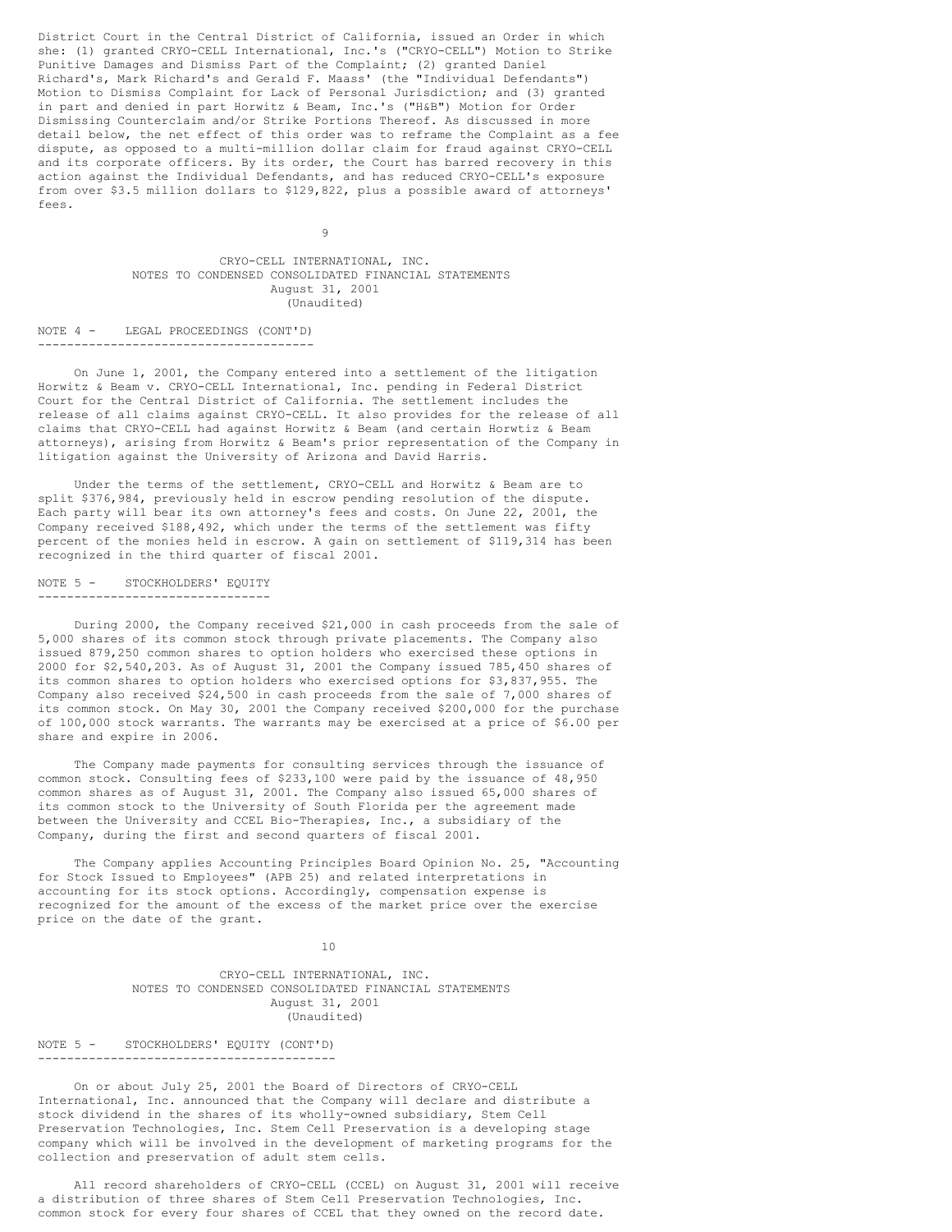District Court in the Central District of California, issued an Order in which she: (1) granted CRYO-CELL International, Inc.'s ("CRYO-CELL") Motion to Strike Punitive Damages and Dismiss Part of the Complaint; (2) granted Daniel Richard's, Mark Richard's and Gerald F. Maass' (the "Individual Defendants") Motion to Dismiss Complaint for Lack of Personal Jurisdiction; and (3) granted in part and denied in part Horwitz & Beam, Inc.'s ("H&B") Motion for Order Dismissing Counterclaim and/or Strike Portions Thereof. As discussed in more detail below, the net effect of this order was to reframe the Complaint as a fee dispute, as opposed to a multi-million dollar claim for fraud against CRYO-CELL and its corporate officers. By its order, the Court has barred recovery in this action against the Individual Defendants, and has reduced CRYO-CELL's exposure from over $3.5 million dollars to $129,822, plus a possible award of attorneys' fees.

CRYO-CELL INTERNATIONAL, INC.
NOTES TO CONDENSED CONSOLIDATED FINANCIAL STATEMENTS
August 31, 2001
(Unaudited)

## NOTE 4 - LEGAL PROCEEDINGS (CONT'D)

On June 1, 2001, the Company entered into a settlement of the litigation Horwitz & Beam v. CRYO-CELL International, Inc. pending in Federal District Court for the Central District of California. The settlement includes the release of all claims against CRYO-CELL. It also provides for the release of all claims that CRYO-CELL had against Horwitz & Beam (and certain Horwtiz & Beam attorneys), arising from Horwitz & Beam's prior representation of the Company in litigation against the University of Arizona and David Harris.

Under the terms of the settlement, CRYO-CELL and Horwitz & Beam are to split $376,984, previously held in escrow pending resolution of the dispute. Each party will bear its own attorney's fees and costs. On June 22, 2001, the Company received $188,492, which under the terms of the settlement was fifty percent of the monies held in escrow. A gain on settlement of $119,314 has been recognized in the third quarter of fiscal 2001.

## NOTE 5 - STOCKHOLDERS' EQUITY

During 2000, the Company received $21,000 in cash proceeds from the sale of 5,000 shares of its common stock through private placements. The Company also issued 879,250 common shares to option holders who exercised these options in 2000 for $2,540,203. As of August 31, 2001 the Company issued 785,450 shares of its common shares to option holders who exercised options for $3,837,955. The Company also received $24,500 in cash proceeds from the sale of 7,000 shares of its common stock. On May 30, 2001 the Company received $200,000 for the purchase of 100,000 stock warrants. The warrants may be exercised at a price of $6.00 per share and expire in 2006.

The Company made payments for consulting services through the issuance of common stock. Consulting fees of $233,100 were paid by the issuance of 48,950 common shares as of August 31, 2001. The Company also issued 65,000 shares of its common stock to the University of South Florida per the agreement made between the University and CCEL Bio-Therapies, Inc., a subsidiary of the Company, during the first and second quarters of fiscal 2001.

The Company applies Accounting Principles Board Opinion No. 25, "Accounting for Stock Issued to Employees" (APB 25) and related interpretations in accounting for its stock options. Accordingly, compensation expense is recognized for the amount of the excess of the market price over the exercise price on the date of the grant.

CRYO-CELL INTERNATIONAL, INC.
NOTES TO CONDENSED CONSOLIDATED FINANCIAL STATEMENTS
August 31, 2001
(Unaudited)

## NOTE 5 - STOCKHOLDERS' EQUITY (CONT'D)

On or about July 25, 2001 the Board of Directors of CRYO-CELL International, Inc. announced that the Company will declare and distribute a stock dividend in the shares of its wholly-owned subsidiary, Stem Cell Preservation Technologies, Inc. Stem Cell Preservation is a developing stage company which will be involved in the development of marketing programs for the collection and preservation of adult stem cells.

All record shareholders of CRYO-CELL (CCEL) on August 31, 2001 will receive a distribution of three shares of Stem Cell Preservation Technologies, Inc. common stock for every four shares of CCEL that they owned on the record date.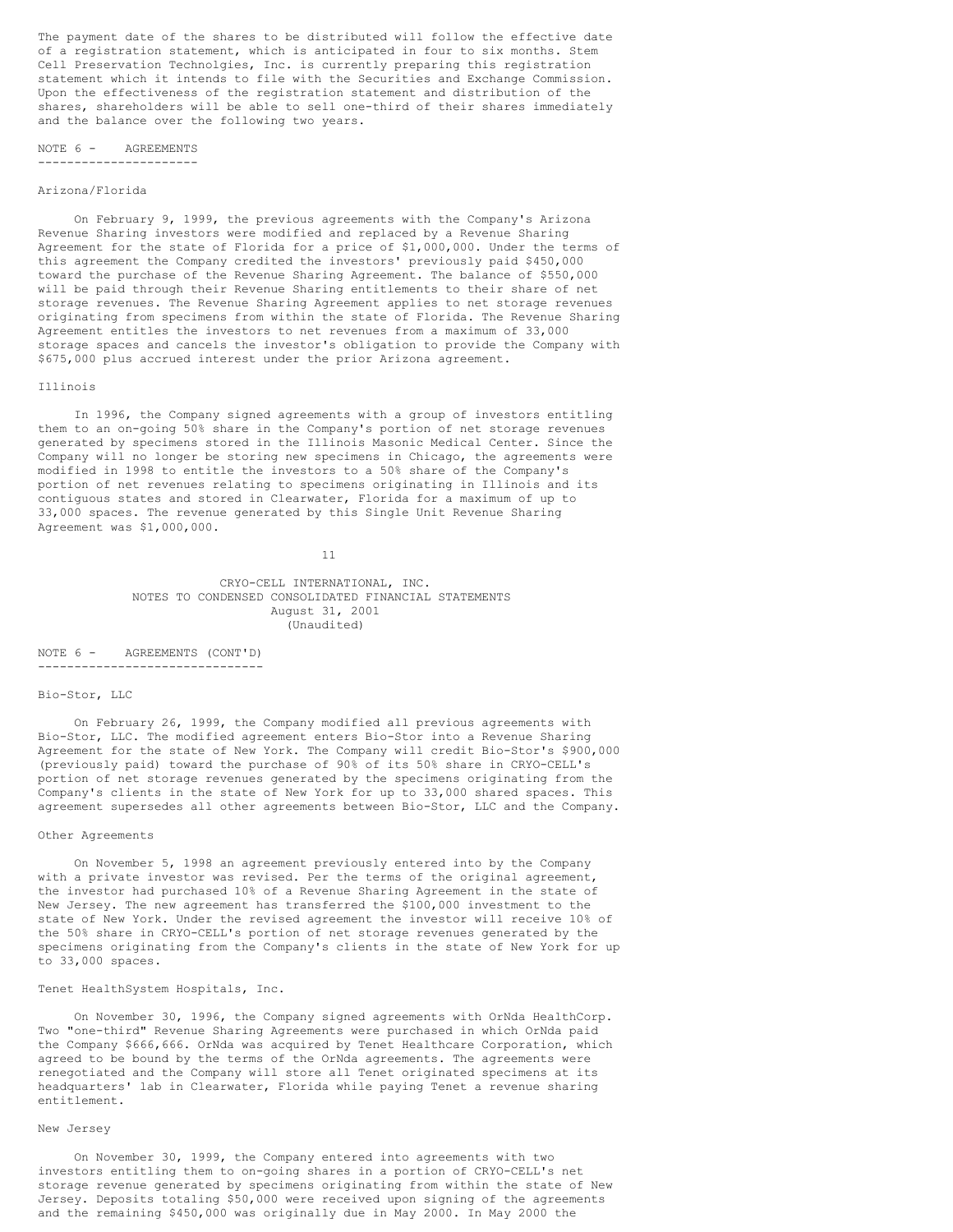The payment date of the shares to be distributed will follow the effective date of a registration statement, which is anticipated in four to six months. Stem Cell Preservation Technolgies, Inc. is currently preparing this registration statement which it intends to file with the Securities and Exchange Commission. Upon the effectiveness of the registration statement and distribution of the shares, shareholders will be able to sell one-third of their shares immediately and the balance over the following two years.

## NOTE 6 - AGREEMENTS

### Arizona/Florida

On February 9, 1999, the previous agreements with the Company's Arizona Revenue Sharing investors were modified and replaced by a Revenue Sharing Agreement for the state of Florida for a price of $1,000,000. Under the terms of this agreement the Company credited the investors' previously paid $450,000 toward the purchase of the Revenue Sharing Agreement. The balance of $550,000 will be paid through their Revenue Sharing entitlements to their share of net storage revenues. The Revenue Sharing Agreement applies to net storage revenues originating from specimens from within the state of Florida. The Revenue Sharing Agreement entitles the investors to net revenues from a maximum of 33,000 storage spaces and cancels the investor's obligation to provide the Company with $675,000 plus accrued interest under the prior Arizona agreement.

### Illinois

In 1996, the Company signed agreements with a group of investors entitling them to an on-going 50% share in the Company's portion of net storage revenues generated by specimens stored in the Illinois Masonic Medical Center. Since the Company will no longer be storing new specimens in Chicago, the agreements were modified in 1998 to entitle the investors to a 50% share of the Company's portion of net revenues relating to specimens originating in Illinois and its contiguous states and stored in Clearwater, Florida for a maximum of up to 33,000 spaces. The revenue generated by this Single Unit Revenue Sharing Agreement was $1,000,000.

CRYO-CELL INTERNATIONAL, INC.
NOTES TO CONDENSED CONSOLIDATED FINANCIAL STATEMENTS
August 31, 2001
(Unaudited)

## NOTE 6 - AGREEMENTS (CONT'D)

### Bio-Stor, LLC

On February 26, 1999, the Company modified all previous agreements with Bio-Stor, LLC. The modified agreement enters Bio-Stor into a Revenue Sharing Agreement for the state of New York. The Company will credit Bio-Stor's $900,000 (previously paid) toward the purchase of 90% of its 50% share in CRYO-CELL's portion of net storage revenues generated by the specimens originating from the Company's clients in the state of New York for up to 33,000 shared spaces. This agreement supersedes all other agreements between Bio-Stor, LLC and the Company.

### Other Agreements

On November 5, 1998 an agreement previously entered into by the Company with a private investor was revised. Per the terms of the original agreement, the investor had purchased 10% of a Revenue Sharing Agreement in the state of New Jersey. The new agreement has transferred the $100,000 investment to the state of New York. Under the revised agreement the investor will receive 10% of the 50% share in CRYO-CELL's portion of net storage revenues generated by the specimens originating from the Company's clients in the state of New York for up to 33,000 spaces.

### Tenet HealthSystem Hospitals, Inc.

On November 30, 1996, the Company signed agreements with OrNda HealthCorp. Two "one-third" Revenue Sharing Agreements were purchased in which OrNda paid the Company $666,666. OrNda was acquired by Tenet Healthcare Corporation, which agreed to be bound by the terms of the OrNda agreements. The agreements were renegotiated and the Company will store all Tenet originated specimens at its headquarters' lab in Clearwater, Florida while paying Tenet a revenue sharing entitlement.

### New Jersey

On November 30, 1999, the Company entered into agreements with two investors entitling them to on-going shares in a portion of CRYO-CELL's net storage revenue generated by specimens originating from within the state of New Jersey. Deposits totaling $50,000 were received upon signing of the agreements and the remaining $450,000 was originally due in May 2000. In May 2000 the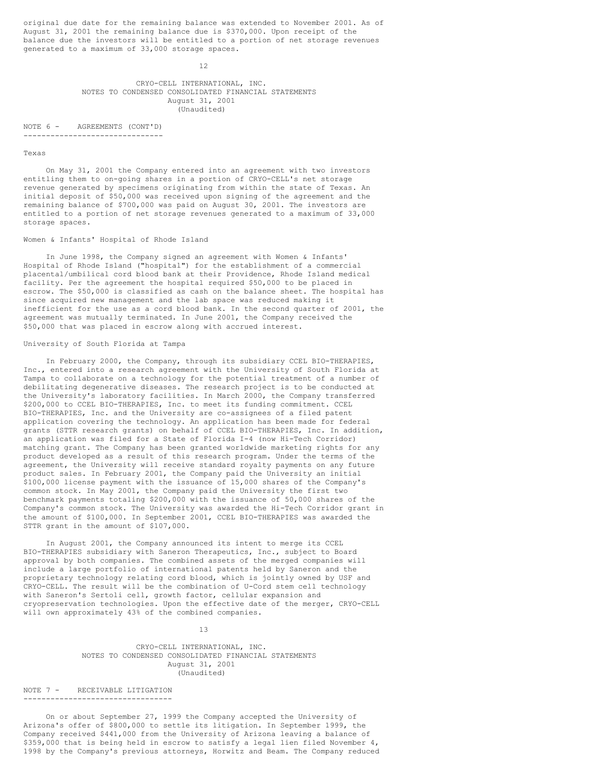original due date for the remaining balance was extended to November 2001. As of August 31, 2001 the remaining balance due is $370,000. Upon receipt of the balance due the investors will be entitled to a portion of net storage revenues generated to a maximum of 33,000 storage spaces.

CRYO-CELL INTERNATIONAL, INC.
NOTES TO CONDENSED CONSOLIDATED FINANCIAL STATEMENTS
August 31, 2001
(Unaudited)

## NOTE 6 - AGREEMENTS (CONT'D)

Texas

On May 31, 2001 the Company entered into an agreement with two investors entitling them to on-going shares in a portion of CRYO-CELL's net storage revenue generated by specimens originating from within the state of Texas. An initial deposit of $50,000 was received upon signing of the agreement and the remaining balance of $700,000 was paid on August 30, 2001. The investors are entitled to a portion of net storage revenues generated to a maximum of 33,000 storage spaces.

Women & Infants' Hospital of Rhode Island

In June 1998, the Company signed an agreement with Women & Infants' Hospital of Rhode Island ("hospital") for the establishment of a commercial placental/umbilical cord blood bank at their Providence, Rhode Island medical facility. Per the agreement the hospital required $50,000 to be placed in escrow. The $50,000 is classified as cash on the balance sheet. The hospital has since acquired new management and the lab space was reduced making it inefficient for the use as a cord blood bank. In the second quarter of 2001, the agreement was mutually terminated. In June 2001, the Company received the $50,000 that was placed in escrow along with accrued interest.

University of South Florida at Tampa

In February 2000, the Company, through its subsidiary CCEL BIO-THERAPIES, Inc., entered into a research agreement with the University of South Florida at Tampa to collaborate on a technology for the potential treatment of a number of debilitating degenerative diseases. The research project is to be conducted at the University's laboratory facilities. In March 2000, the Company transferred $200,000 to CCEL BIO-THERAPIES, Inc. to meet its funding commitment. CCEL BIO-THERAPIES, Inc. and the University are co-assignees of a filed patent application covering the technology. An application has been made for federal grants (STTR research grants) on behalf of CCEL BIO-THERAPIES, Inc. In addition, an application was filed for a State of Florida I-4 (now Hi-Tech Corridor) matching grant. The Company has been granted worldwide marketing rights for any product developed as a result of this research program. Under the terms of the agreement, the University will receive standard royalty payments on any future product sales. In February 2001, the Company paid the University an initial $100,000 license payment with the issuance of 15,000 shares of the Company's common stock. In May 2001, the Company paid the University the first two benchmark payments totaling $200,000 with the issuance of 50,000 shares of the Company's common stock. The University was awarded the Hi-Tech Corridor grant in the amount of $100,000. In September 2001, CCEL BIO-THERAPIES was awarded the STTR grant in the amount of $107,000.

In August 2001, the Company announced its intent to merge its CCEL BIO-THERAPIES subsidiary with Saneron Therapeutics, Inc., subject to Board approval by both companies. The combined assets of the merged companies will include a large portfolio of international patents held by Saneron and the proprietary technology relating cord blood, which is jointly owned by USF and CRYO-CELL. The result will be the combination of U-Cord stem cell technology with Saneron's Sertoli cell, growth factor, cellular expansion and cryopreservation technologies. Upon the effective date of the merger, CRYO-CELL will own approximately 43% of the combined companies.

CRYO-CELL INTERNATIONAL, INC.
NOTES TO CONDENSED CONSOLIDATED FINANCIAL STATEMENTS
August 31, 2001
(Unaudited)

## NOTE 7 - RECEIVABLE LITIGATION

On or about September 27, 1999 the Company accepted the University of Arizona's offer of $800,000 to settle its litigation. In September 1999, the Company received $441,000 from the University of Arizona leaving a balance of $359,000 that is being held in escrow to satisfy a legal lien filed November 4, 1998 by the Company's previous attorneys, Horwitz and Beam. The Company reduced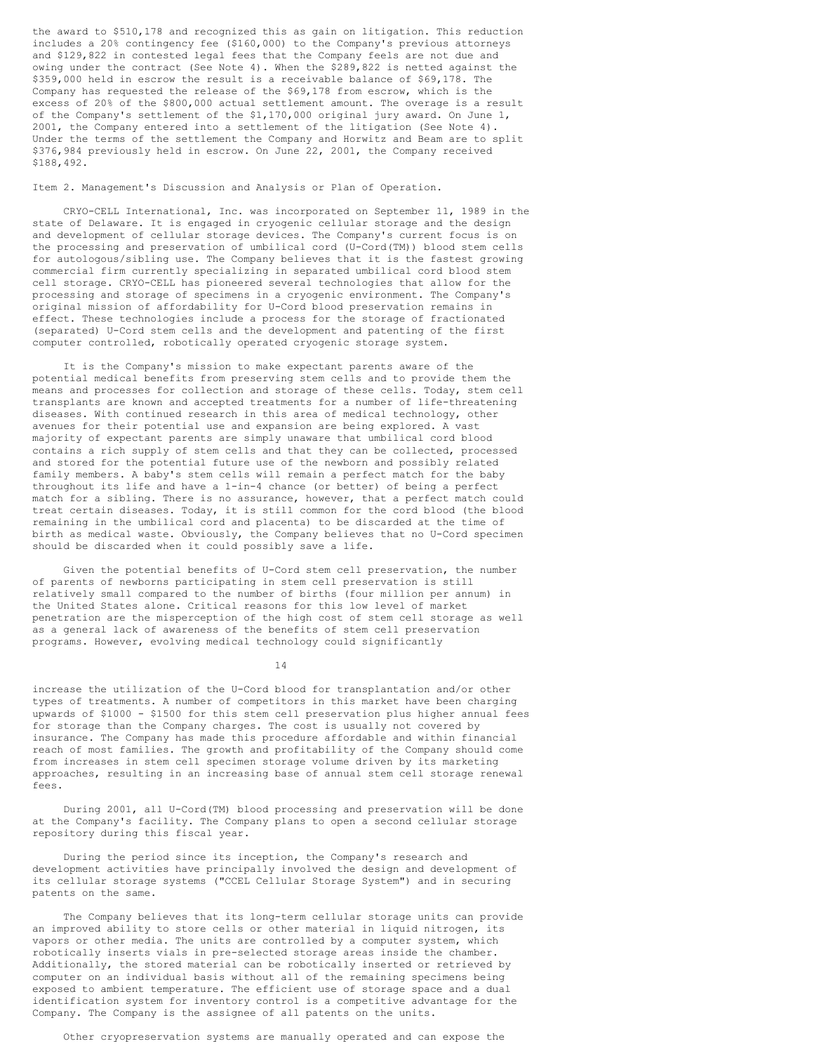the award to $510,178 and recognized this as gain on litigation. This reduction includes a 20% contingency fee ($160,000) to the Company's previous attorneys and $129,822 in contested legal fees that the Company feels are not due and owing under the contract (See Note 4). When the $289,822 is netted against the $359,000 held in escrow the result is a receivable balance of $69,178. The Company has requested the release of the $69,178 from escrow, which is the excess of 20% of the $800,000 actual settlement amount. The overage is a result of the Company's settlement of the $1,170,000 original jury award. On June 1, 2001, the Company entered into a settlement of the litigation (See Note 4). Under the terms of the settlement the Company and Horwitz and Beam are to split $376,984 previously held in escrow. On June 22, 2001, the Company received $188,492.

Item 2. Management's Discussion and Analysis or Plan of Operation.

CRYO-CELL International, Inc. was incorporated on September 11, 1989 in the state of Delaware. It is engaged in cryogenic cellular storage and the design and development of cellular storage devices. The Company's current focus is on the processing and preservation of umbilical cord (U-Cord(TM)) blood stem cells for autologous/sibling use. The Company believes that it is the fastest growing commercial firm currently specializing in separated umbilical cord blood stem cell storage. CRYO-CELL has pioneered several technologies that allow for the processing and storage of specimens in a cryogenic environment. The Company's original mission of affordability for U-Cord blood preservation remains in effect. These technologies include a process for the storage of fractionated (separated) U-Cord stem cells and the development and patenting of the first computer controlled, robotically operated cryogenic storage system.

It is the Company's mission to make expectant parents aware of the potential medical benefits from preserving stem cells and to provide them the means and processes for collection and storage of these cells. Today, stem cell transplants are known and accepted treatments for a number of life-threatening diseases. With continued research in this area of medical technology, other avenues for their potential use and expansion are being explored. A vast majority of expectant parents are simply unaware that umbilical cord blood contains a rich supply of stem cells and that they can be collected, processed and stored for the potential future use of the newborn and possibly related family members. A baby's stem cells will remain a perfect match for the baby throughout its life and have a 1-in-4 chance (or better) of being a perfect match for a sibling. There is no assurance, however, that a perfect match could treat certain diseases. Today, it is still common for the cord blood (the blood remaining in the umbilical cord and placenta) to be discarded at the time of birth as medical waste. Obviously, the Company believes that no U-Cord specimen should be discarded when it could possibly save a life.

Given the potential benefits of U-Cord stem cell preservation, the number of parents of newborns participating in stem cell preservation is still relatively small compared to the number of births (four million per annum) in the United States alone. Critical reasons for this low level of market penetration are the misperception of the high cost of stem cell storage as well as a general lack of awareness of the benefits of stem cell preservation programs. However, evolving medical technology could significantly increase the utilization of the U-Cord blood for transplantation and/or other types of treatments. A number of competitors in this market have been charging upwards of $1000 - $1500 for this stem cell preservation plus higher annual fees for storage than the Company charges. The cost is usually not covered by insurance. The Company has made this procedure affordable and within financial reach of most families. The growth and profitability of the Company should come from increases in stem cell specimen storage volume driven by its marketing approaches, resulting in an increasing base of annual stem cell storage renewal fees.

During 2001, all U-Cord(TM) blood processing and preservation will be done at the Company's facility. The Company plans to open a second cellular storage repository during this fiscal year.

During the period since its inception, the Company's research and development activities have principally involved the design and development of its cellular storage systems ("CCEL Cellular Storage System") and in securing patents on the same.

The Company believes that its long-term cellular storage units can provide an improved ability to store cells or other material in liquid nitrogen, its vapors or other media. The units are controlled by a computer system, which robotically inserts vials in pre-selected storage areas inside the chamber. Additionally, the stored material can be robotically inserted or retrieved by computer on an individual basis without all of the remaining specimens being exposed to ambient temperature. The efficient use of storage space and a dual identification system for inventory control is a competitive advantage for the Company. The Company is the assignee of all patents on the units.

Other cryopreservation systems are manually operated and can expose the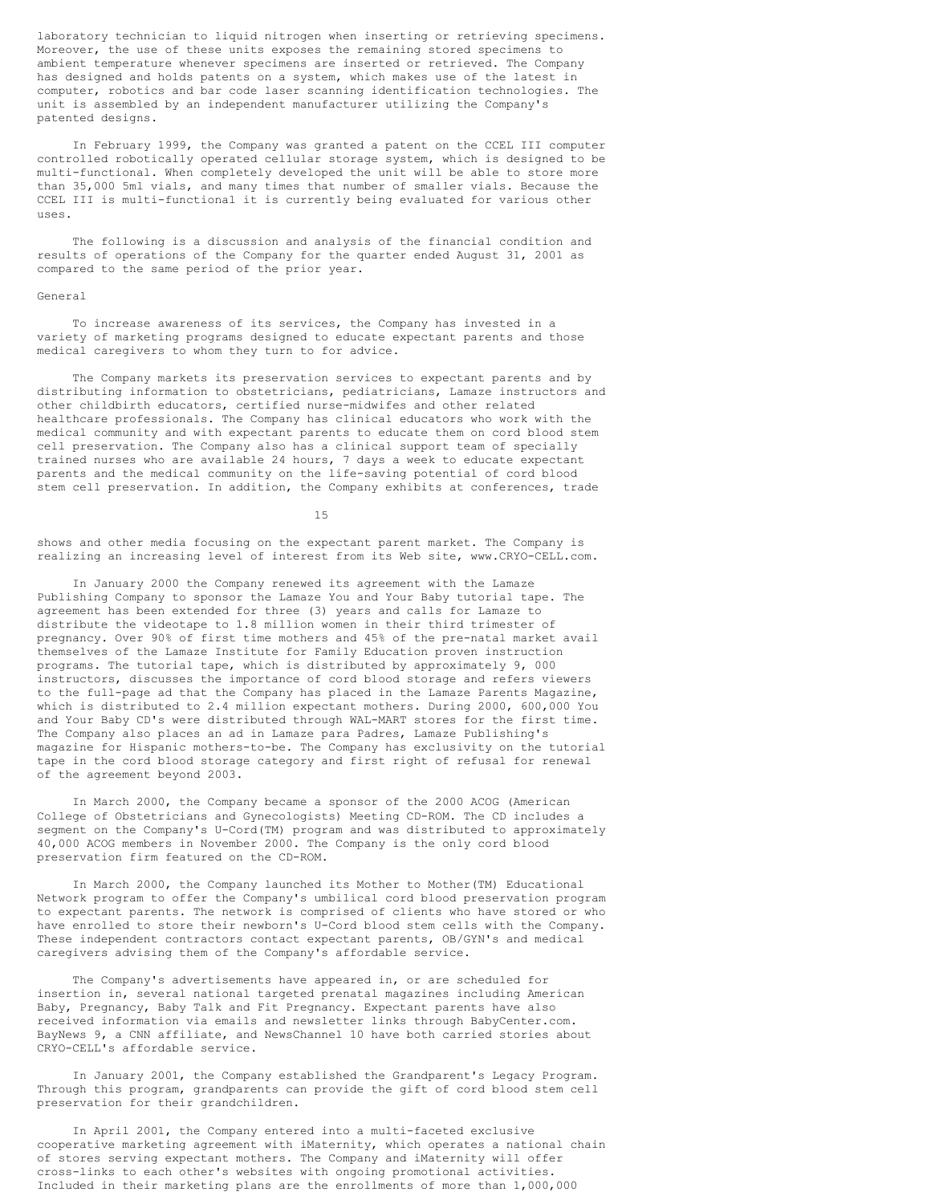laboratory technician to liquid nitrogen when inserting or retrieving specimens. Moreover, the use of these units exposes the remaining stored specimens to ambient temperature whenever specimens are inserted or retrieved. The Company has designed and holds patents on a system, which makes use of the latest in computer, robotics and bar code laser scanning identification technologies. The unit is assembled by an independent manufacturer utilizing the Company's patented designs.

In February 1999, the Company was granted a patent on the CCEL III computer controlled robotically operated cellular storage system, which is designed to be multi-functional. When completely developed the unit will be able to store more than 35,000 5ml vials, and many times that number of smaller vials. Because the CCEL III is multi-functional it is currently being evaluated for various other uses.

The following is a discussion and analysis of the financial condition and results of operations of the Company for the quarter ended August 31, 2001 as compared to the same period of the prior year.

General

To increase awareness of its services, the Company has invested in a variety of marketing programs designed to educate expectant parents and those medical caregivers to whom they turn to for advice.

The Company markets its preservation services to expectant parents and by distributing information to obstetricians, pediatricians, Lamaze instructors and other childbirth educators, certified nurse-midwifes and other related healthcare professionals. The Company has clinical educators who work with the medical community and with expectant parents to educate them on cord blood stem cell preservation. The Company also has a clinical support team of specially trained nurses who are available 24 hours, 7 days a week to educate expectant parents and the medical community on the life-saving potential of cord blood stem cell preservation. In addition, the Company exhibits at conferences, trade shows and other media focusing on the expectant parent market. The Company is realizing an increasing level of interest from its Web site, www.CRYO-CELL.com.

In January 2000 the Company renewed its agreement with the Lamaze Publishing Company to sponsor the Lamaze You and Your Baby tutorial tape. The agreement has been extended for three (3) years and calls for Lamaze to distribute the videotape to 1.8 million women in their third trimester of pregnancy. Over 90% of first time mothers and 45% of the pre-natal market avail themselves of the Lamaze Institute for Family Education proven instruction programs. The tutorial tape, which is distributed by approximately 9, 000 instructors, discusses the importance of cord blood storage and refers viewers to the full-page ad that the Company has placed in the Lamaze Parents Magazine, which is distributed to 2.4 million expectant mothers. During 2000, 600,000 You and Your Baby CD's were distributed through WAL-MART stores for the first time. The Company also places an ad in Lamaze para Padres, Lamaze Publishing's magazine for Hispanic mothers-to-be. The Company has exclusivity on the tutorial tape in the cord blood storage category and first right of refusal for renewal of the agreement beyond 2003.

In March 2000, the Company became a sponsor of the 2000 ACOG (American College of Obstetricians and Gynecologists) Meeting CD-ROM. The CD includes a segment on the Company's U-Cord(TM) program and was distributed to approximately 40,000 ACOG members in November 2000. The Company is the only cord blood preservation firm featured on the CD-ROM.

In March 2000, the Company launched its Mother to Mother(TM) Educational Network program to offer the Company's umbilical cord blood preservation program to expectant parents. The network is comprised of clients who have stored or who have enrolled to store their newborn's U-Cord blood stem cells with the Company. These independent contractors contact expectant parents, OB/GYN's and medical caregivers advising them of the Company's affordable service.

The Company's advertisements have appeared in, or are scheduled for insertion in, several national targeted prenatal magazines including American Baby, Pregnancy, Baby Talk and Fit Pregnancy. Expectant parents have also received information via emails and newsletter links through BabyCenter.com. BayNews 9, a CNN affiliate, and NewsChannel 10 have both carried stories about CRYO-CELL's affordable service.

In January 2001, the Company established the Grandparent's Legacy Program. Through this program, grandparents can provide the gift of cord blood stem cell preservation for their grandchildren.

In April 2001, the Company entered into a multi-faceted exclusive cooperative marketing agreement with iMaternity, which operates a national chain of stores serving expectant mothers. The Company and iMaternity will offer cross-links to each other's websites with ongoing promotional activities. Included in their marketing plans are the enrollments of more than 1,000,000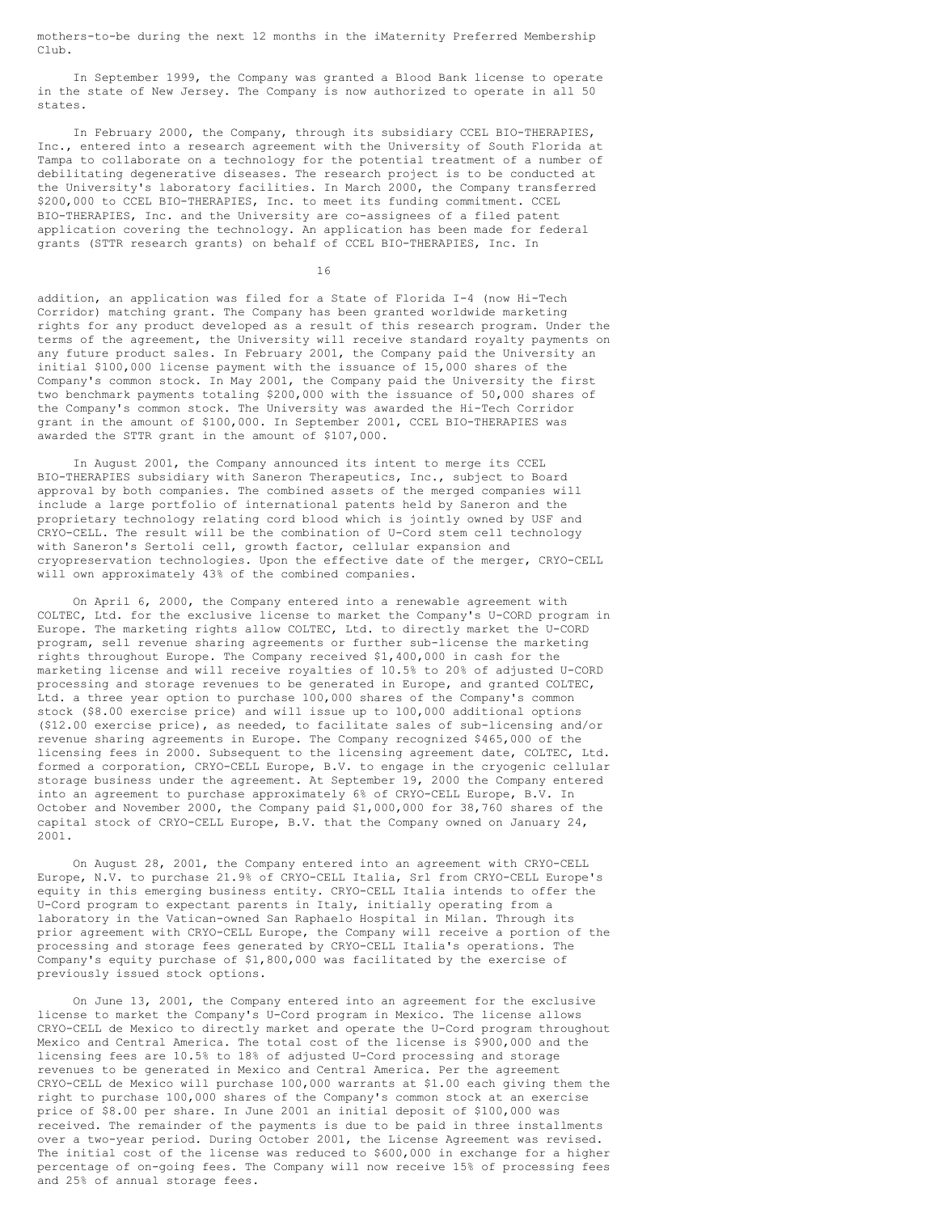mothers-to-be during the next 12 months in the iMaternity Preferred Membership Club.

In September 1999, the Company was granted a Blood Bank license to operate in the state of New Jersey. The Company is now authorized to operate in all 50 states.

In February 2000, the Company, through its subsidiary CCEL BIO-THERAPIES, Inc., entered into a research agreement with the University of South Florida at Tampa to collaborate on a technology for the potential treatment of a number of debilitating degenerative diseases. The research project is to be conducted at the University's laboratory facilities. In March 2000, the Company transferred $200,000 to CCEL BIO-THERAPIES, Inc. to meet its funding commitment. CCEL BIO-THERAPIES, Inc. and the University are co-assignees of a filed patent application covering the technology. An application has been made for federal grants (STTR research grants) on behalf of CCEL BIO-THERAPIES, Inc. In addition, an application was filed for a State of Florida I-4 (now Hi-Tech Corridor) matching grant. The Company has been granted worldwide marketing rights for any product developed as a result of this research program. Under the terms of the agreement, the University will receive standard royalty payments on any future product sales. In February 2001, the Company paid the University an initial $100,000 license payment with the issuance of 15,000 shares of the Company's common stock. In May 2001, the Company paid the University the first two benchmark payments totaling $200,000 with the issuance of 50,000 shares of the Company's common stock. The University was awarded the Hi-Tech Corridor grant in the amount of $100,000. In September 2001, CCEL BIO-THERAPIES was awarded the STTR grant in the amount of $107,000.

In August 2001, the Company announced its intent to merge its CCEL BIO-THERAPIES subsidiary with Saneron Therapeutics, Inc., subject to Board approval by both companies. The combined assets of the merged companies will include a large portfolio of international patents held by Saneron and the proprietary technology relating cord blood which is jointly owned by USF and CRYO-CELL. The result will be the combination of U-Cord stem cell technology with Saneron's Sertoli cell, growth factor, cellular expansion and cryopreservation technologies. Upon the effective date of the merger, CRYO-CELL will own approximately 43% of the combined companies.

On April 6, 2000, the Company entered into a renewable agreement with COLTEC, Ltd. for the exclusive license to market the Company's U-CORD program in Europe. The marketing rights allow COLTEC, Ltd. to directly market the U-CORD program, sell revenue sharing agreements or further sub-license the marketing rights throughout Europe. The Company received $1,400,000 in cash for the marketing license and will receive royalties of 10.5% to 20% of adjusted U-CORD processing and storage revenues to be generated in Europe, and granted COLTEC, Ltd. a three year option to purchase 100,000 shares of the Company's common stock ($8.00 exercise price) and will issue up to 100,000 additional options ($12.00 exercise price), as needed, to facilitate sales of sub-licensing and/or revenue sharing agreements in Europe. The Company recognized $465,000 of the licensing fees in 2000. Subsequent to the licensing agreement date, COLTEC, Ltd. formed a corporation, CRYO-CELL Europe, B.V. to engage in the cryogenic cellular storage business under the agreement. At September 19, 2000 the Company entered into an agreement to purchase approximately 6% of CRYO-CELL Europe, B.V. In October and November 2000, the Company paid $1,000,000 for 38,760 shares of the capital stock of CRYO-CELL Europe, B.V. that the Company owned on January 24, 2001.

On August 28, 2001, the Company entered into an agreement with CRYO-CELL Europe, N.V. to purchase 21.9% of CRYO-CELL Italia, Srl from CRYO-CELL Europe's equity in this emerging business entity. CRYO-CELL Italia intends to offer the U-Cord program to expectant parents in Italy, initially operating from a laboratory in the Vatican-owned San Raphaelo Hospital in Milan. Through its prior agreement with CRYO-CELL Europe, the Company will receive a portion of the processing and storage fees generated by CRYO-CELL Italia's operations. The Company's equity purchase of $1,800,000 was facilitated by the exercise of previously issued stock options.

On June 13, 2001, the Company entered into an agreement for the exclusive license to market the Company's U-Cord program in Mexico. The license allows CRYO-CELL de Mexico to directly market and operate the U-Cord program throughout Mexico and Central America. The total cost of the license is $900,000 and the licensing fees are 10.5% to 18% of adjusted U-Cord processing and storage revenues to be generated in Mexico and Central America. Per the agreement CRYO-CELL de Mexico will purchase 100,000 warrants at $1.00 each giving them the right to purchase 100,000 shares of the Company's common stock at an exercise price of $8.00 per share. In June 2001 an initial deposit of $100,000 was received. The remainder of the payments is due to be paid in three installments over a two-year period. During October 2001, the License Agreement was revised. The initial cost of the license was reduced to $600,000 in exchange for a higher percentage of on-going fees. The Company will now receive 15% of processing fees and 25% of annual storage fees.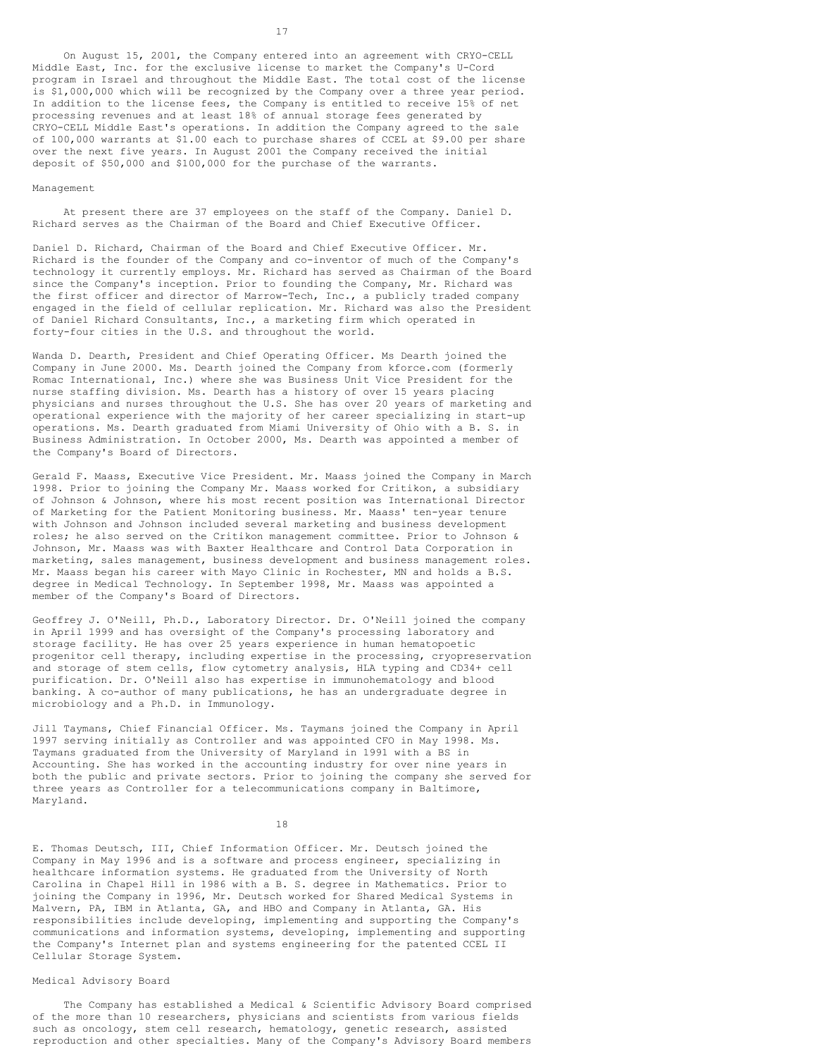On August 15, 2001, the Company entered into an agreement with CRYO-CELL Middle East, Inc. for the exclusive license to market the Company's U-Cord program in Israel and throughout the Middle East. The total cost of the license is $1,000,000 which will be recognized by the Company over a three year period. In addition to the license fees, the Company is entitled to receive 15% of net processing revenues and at least 18% of annual storage fees generated by CRYO-CELL Middle East's operations. In addition the Company agreed to the sale of 100,000 warrants at $1.00 each to purchase shares of CCEL at $9.00 per share over the next five years. In August 2001 the Company received the initial deposit of $50,000 and $100,000 for the purchase of the warrants.

## Management

At present there are 37 employees on the staff of the Company. Daniel D. Richard serves as the Chairman of the Board and Chief Executive Officer.

Daniel D. Richard, Chairman of the Board and Chief Executive Officer. Mr. Richard is the founder of the Company and co-inventor of much of the Company's technology it currently employs. Mr. Richard has served as Chairman of the Board since the Company's inception. Prior to founding the Company, Mr. Richard was the first officer and director of Marrow-Tech, Inc., a publicly traded company engaged in the field of cellular replication. Mr. Richard was also the President of Daniel Richard Consultants, Inc., a marketing firm which operated in forty-four cities in the U.S. and throughout the world.

Wanda D. Dearth, President and Chief Operating Officer. Ms Dearth joined the Company in June 2000. Ms. Dearth joined the Company from kforce.com (formerly Romac International, Inc.) where she was Business Unit Vice President for the nurse staffing division. Ms. Dearth has a history of over 15 years placing physicians and nurses throughout the U.S. She has over 20 years of marketing and operational experience with the majority of her career specializing in start-up operations. Ms. Dearth graduated from Miami University of Ohio with a B. S. in Business Administration. In October 2000, Ms. Dearth was appointed a member of the Company's Board of Directors.

Gerald F. Maass, Executive Vice President. Mr. Maass joined the Company in March 1998. Prior to joining the Company Mr. Maass worked for Critikon, a subsidiary of Johnson & Johnson, where his most recent position was International Director of Marketing for the Patient Monitoring business. Mr. Maass' ten-year tenure with Johnson and Johnson included several marketing and business development roles; he also served on the Critikon management committee. Prior to Johnson & Johnson, Mr. Maass was with Baxter Healthcare and Control Data Corporation in marketing, sales management, business development and business management roles. Mr. Maass began his career with Mayo Clinic in Rochester, MN and holds a B.S. degree in Medical Technology. In September 1998, Mr. Maass was appointed a member of the Company's Board of Directors.

Geoffrey J. O'Neill, Ph.D., Laboratory Director. Dr. O'Neill joined the company in April 1999 and has oversight of the Company's processing laboratory and storage facility. He has over 25 years experience in human hematopoetic progenitor cell therapy, including expertise in the processing, cryopreservation and storage of stem cells, flow cytometry analysis, HLA typing and CD34+ cell purification. Dr. O'Neill also has expertise in immunohematology and blood banking. A co-author of many publications, he has an undergraduate degree in microbiology and a Ph.D. in Immunology.

Jill Taymans, Chief Financial Officer. Ms. Taymans joined the Company in April 1997 serving initially as Controller and was appointed CFO in May 1998. Ms. Taymans graduated from the University of Maryland in 1991 with a BS in Accounting. She has worked in the accounting industry for over nine years in both the public and private sectors. Prior to joining the company she served for three years as Controller for a telecommunications company in Baltimore, Maryland.

E. Thomas Deutsch, III, Chief Information Officer. Mr. Deutsch joined the Company in May 1996 and is a software and process engineer, specializing in healthcare information systems. He graduated from the University of North Carolina in Chapel Hill in 1986 with a B. S. degree in Mathematics. Prior to joining the Company in 1996, Mr. Deutsch worked for Shared Medical Systems in Malvern, PA, IBM in Atlanta, GA, and HBO and Company in Atlanta, GA. His responsibilities include developing, implementing and supporting the Company's communications and information systems, developing, implementing and supporting the Company's Internet plan and systems engineering for the patented CCEL II Cellular Storage System.

## Medical Advisory Board

The Company has established a Medical & Scientific Advisory Board comprised of the more than 10 researchers, physicians and scientists from various fields such as oncology, stem cell research, hematology, genetic research, assisted reproduction and other specialties. Many of the Company's Advisory Board members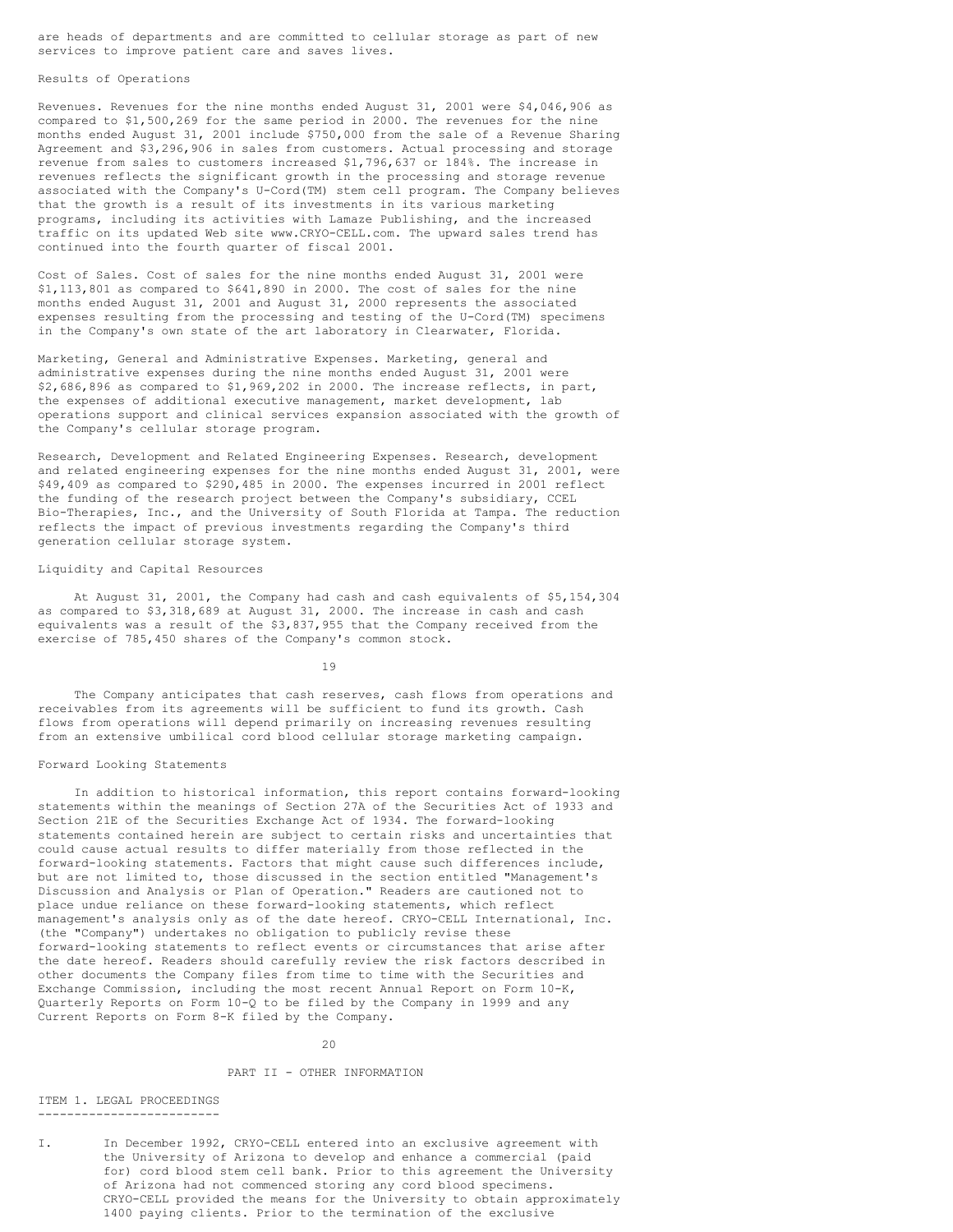are heads of departments and are committed to cellular storage as part of new services to improve patient care and saves lives.

### Results of Operations

Revenues. Revenues for the nine months ended August 31, 2001 were $4,046,906 as compared to $1,500,269 for the same period in 2000. The revenues for the nine months ended August 31, 2001 include $750,000 from the sale of a Revenue Sharing Agreement and $3,296,906 in sales from customers. Actual processing and storage revenue from sales to customers increased $1,796,637 or 184%. The increase in revenues reflects the significant growth in the processing and storage revenue associated with the Company's U-Cord(TM) stem cell program. The Company believes that the growth is a result of its investments in its various marketing programs, including its activities with Lamaze Publishing, and the increased traffic on its updated Web site www.CRYO-CELL.com. The upward sales trend has continued into the fourth quarter of fiscal 2001.

Cost of Sales. Cost of sales for the nine months ended August 31, 2001 were $1,113,801 as compared to $641,890 in 2000. The cost of sales for the nine months ended August 31, 2001 and August 31, 2000 represents the associated expenses resulting from the processing and testing of the U-Cord(TM) specimens in the Company's own state of the art laboratory in Clearwater, Florida.

Marketing, General and Administrative Expenses. Marketing, general and administrative expenses during the nine months ended August 31, 2001 were $2,686,896 as compared to $1,969,202 in 2000. The increase reflects, in part, the expenses of additional executive management, market development, lab operations support and clinical services expansion associated with the growth of the Company's cellular storage program.

Research, Development and Related Engineering Expenses. Research, development and related engineering expenses for the nine months ended August 31, 2001, were $49,409 as compared to $290,485 in 2000. The expenses incurred in 2001 reflect the funding of the research project between the Company's subsidiary, CCEL Bio-Therapies, Inc., and the University of South Florida at Tampa. The reduction reflects the impact of previous investments regarding the Company's third generation cellular storage system.

### Liquidity and Capital Resources

At August 31, 2001, the Company had cash and cash equivalents of $5,154,304 as compared to $3,318,689 at August 31, 2000. The increase in cash and cash equivalents was a result of the $3,837,955 that the Company received from the exercise of 785,450 shares of the Company's common stock.

The Company anticipates that cash reserves, cash flows from operations and receivables from its agreements will be sufficient to fund its growth. Cash flows from operations will depend primarily on increasing revenues resulting from an extensive umbilical cord blood cellular storage marketing campaign.

### Forward Looking Statements

In addition to historical information, this report contains forward-looking statements within the meanings of Section 27A of the Securities Act of 1933 and Section 21E of the Securities Exchange Act of 1934. The forward-looking statements contained herein are subject to certain risks and uncertainties that could cause actual results to differ materially from those reflected in the forward-looking statements. Factors that might cause such differences include, but are not limited to, those discussed in the section entitled "Management's Discussion and Analysis or Plan of Operation." Readers are cautioned not to place undue reliance on these forward-looking statements, which reflect management's analysis only as of the date hereof. CRYO-CELL International, Inc. (the "Company") undertakes no obligation to publicly revise these forward-looking statements to reflect events or circumstances that arise after the date hereof. Readers should carefully review the risk factors described in other documents the Company files from time to time with the Securities and Exchange Commission, including the most recent Annual Report on Form 10-K, Quarterly Reports on Form 10-Q to be filed by the Company in 1999 and any Current Reports on Form 8-K filed by the Company.

## PART II - OTHER INFORMATION

### ITEM 1. LEGAL PROCEEDINGS

I. In December 1992, CRYO-CELL entered into an exclusive agreement with the University of Arizona to develop and enhance a commercial (paid for) cord blood stem cell bank. Prior to this agreement the University of Arizona had not commenced storing any cord blood specimens. CRYO-CELL provided the means for the University to obtain approximately 1400 paying clients. Prior to the termination of the exclusive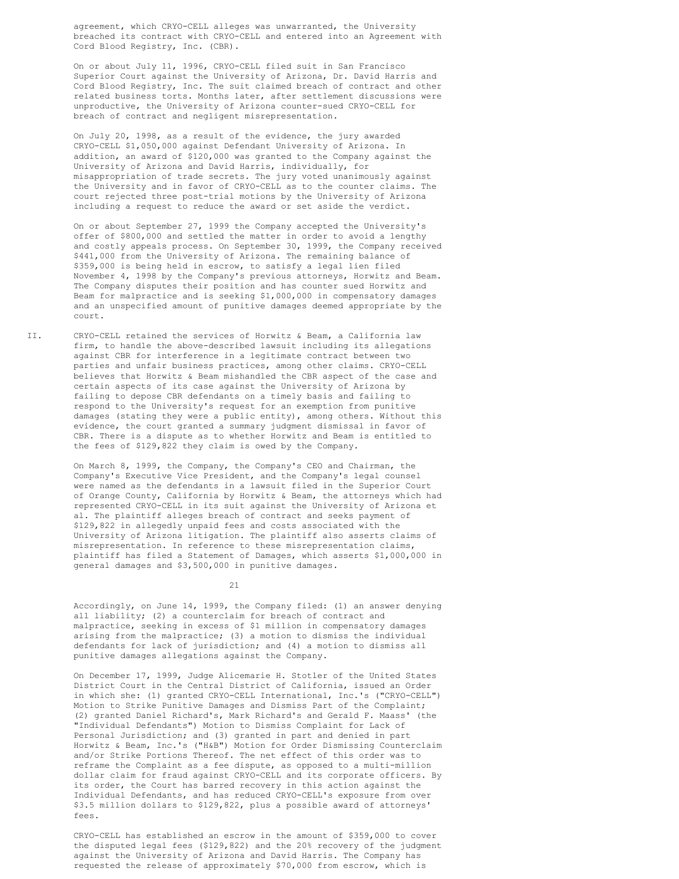agreement, which CRYO-CELL alleges was unwarranted, the University breached its contract with CRYO-CELL and entered into an Agreement with Cord Blood Registry, Inc. (CBR).

On or about July 11, 1996, CRYO-CELL filed suit in San Francisco Superior Court against the University of Arizona, Dr. David Harris and Cord Blood Registry, Inc. The suit claimed breach of contract and other related business torts. Months later, after settlement discussions were unproductive, the University of Arizona counter-sued CRYO-CELL for breach of contract and negligent misrepresentation.

On July 20, 1998, as a result of the evidence, the jury awarded CRYO-CELL $1,050,000 against Defendant University of Arizona. In addition, an award of $120,000 was granted to the Company against the University of Arizona and David Harris, individually, for misappropriation of trade secrets. The jury voted unanimously against the University and in favor of CRYO-CELL as to the counter claims. The court rejected three post-trial motions by the University of Arizona including a request to reduce the award or set aside the verdict.

On or about September 27, 1999 the Company accepted the University's offer of $800,000 and settled the matter in order to avoid a lengthy and costly appeals process. On September 30, 1999, the Company received $441,000 from the University of Arizona. The remaining balance of $359,000 is being held in escrow, to satisfy a legal lien filed November 4, 1998 by the Company's previous attorneys, Horwitz and Beam. The Company disputes their position and has counter sued Horwitz and Beam for malpractice and is seeking $1,000,000 in compensatory damages and an unspecified amount of punitive damages deemed appropriate by the court.

II. CRYO-CELL retained the services of Horwitz & Beam, a California law firm, to handle the above-described lawsuit including its allegations against CBR for interference in a legitimate contract between two parties and unfair business practices, among other claims. CRYO-CELL believes that Horwitz & Beam mishandled the CBR aspect of the case and certain aspects of its case against the University of Arizona by failing to depose CBR defendants on a timely basis and failing to respond to the University's request for an exemption from punitive damages (stating they were a public entity), among others. Without this evidence, the court granted a summary judgment dismissal in favor of CBR. There is a dispute as to whether Horwitz and Beam is entitled to the fees of $129,822 they claim is owed by the Company.

On March 8, 1999, the Company, the Company's CEO and Chairman, the Company's Executive Vice President, and the Company's legal counsel were named as the defendants in a lawsuit filed in the Superior Court of Orange County, California by Horwitz & Beam, the attorneys which had represented CRYO-CELL in its suit against the University of Arizona et al. The plaintiff alleges breach of contract and seeks payment of $129,822 in allegedly unpaid fees and costs associated with the University of Arizona litigation. The plaintiff also asserts claims of misrepresentation. In reference to these misrepresentation claims, plaintiff has filed a Statement of Damages, which asserts $1,000,000 in general damages and $3,500,000 in punitive damages.

Accordingly, on June 14, 1999, the Company filed: (1) an answer denying all liability; (2) a counterclaim for breach of contract and malpractice, seeking in excess of $1 million in compensatory damages arising from the malpractice; (3) a motion to dismiss the individual defendants for lack of jurisdiction; and (4) a motion to dismiss all punitive damages allegations against the Company.

On December 17, 1999, Judge Alicemarie H. Stotler of the United States District Court in the Central District of California, issued an Order in which she: (1) granted CRYO-CELL International, Inc.'s ("CRYO-CELL") Motion to Strike Punitive Damages and Dismiss Part of the Complaint; (2) granted Daniel Richard's, Mark Richard's and Gerald F. Maass' (the "Individual Defendants") Motion to Dismiss Complaint for Lack of Personal Jurisdiction; and (3) granted in part and denied in part Horwitz & Beam, Inc.'s ("H&B") Motion for Order Dismissing Counterclaim and/or Strike Portions Thereof. The net effect of this order was to reframe the Complaint as a fee dispute, as opposed to a multi-million dollar claim for fraud against CRYO-CELL and its corporate officers. By its order, the Court has barred recovery in this action against the Individual Defendants, and has reduced CRYO-CELL's exposure from over $3.5 million dollars to $129,822, plus a possible award of attorneys' fees.

CRYO-CELL has established an escrow in the amount of $359,000 to cover the disputed legal fees ($129,822) and the 20% recovery of the judgment against the University of Arizona and David Harris. The Company has requested the release of approximately $70,000 from escrow, which is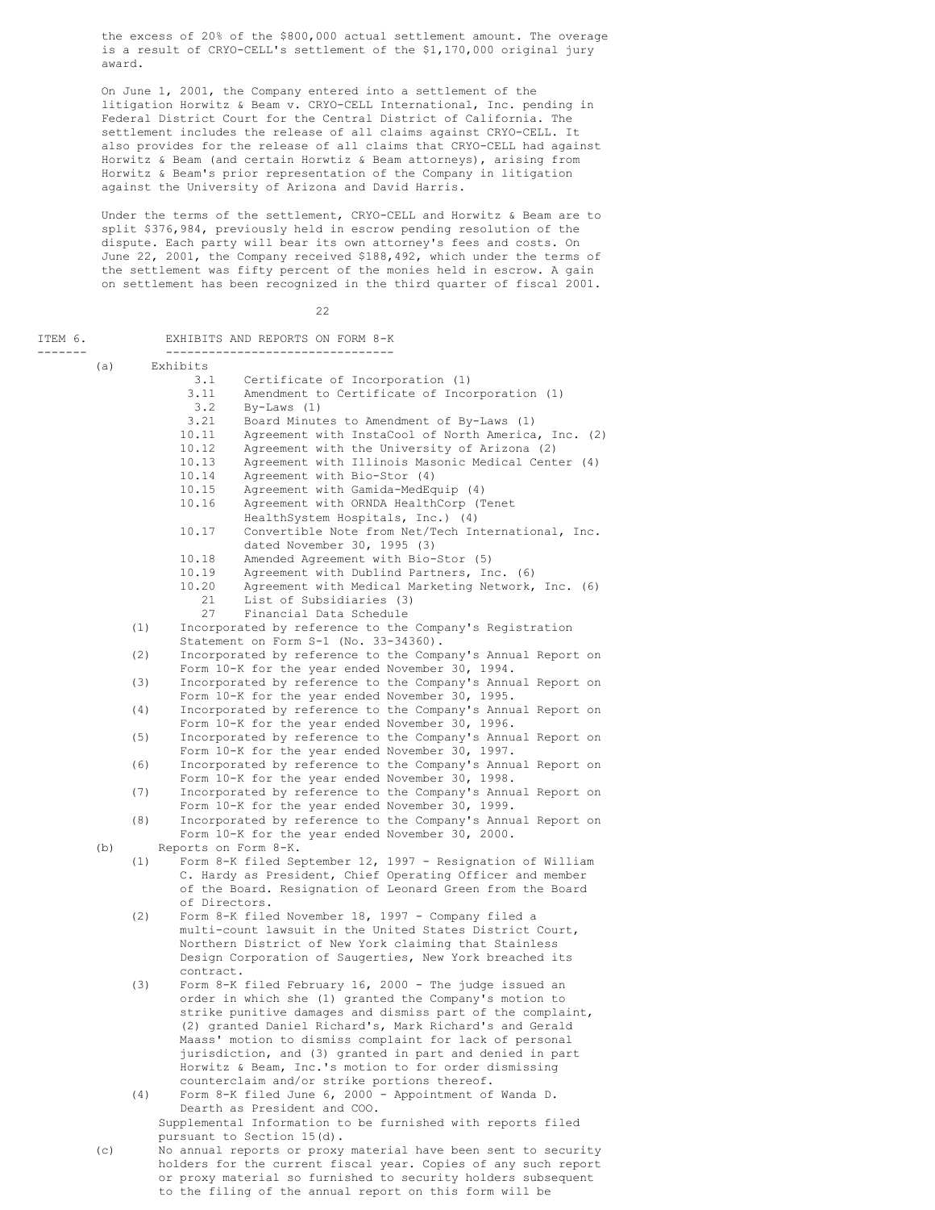the excess of 20% of the $800,000 actual settlement amount. The overage is a result of CRYO-CELL's settlement of the $1,170,000 original jury award.

On June 1, 2001, the Company entered into a settlement of the litigation Horwitz & Beam v. CRYO-CELL International, Inc. pending in Federal District Court for the Central District of California. The settlement includes the release of all claims against CRYO-CELL. It also provides for the release of all claims that CRYO-CELL had against Horwitz & Beam (and certain Horwtiz & Beam attorneys), arising from Horwitz & Beam's prior representation of the Company in litigation against the University of Arizona and David Harris.

Under the terms of the settlement, CRYO-CELL and Horwitz & Beam are to split $376,984, previously held in escrow pending resolution of the dispute. Each party will bear its own attorney's fees and costs. On June 22, 2001, the Company received $188,492, which under the terms of the settlement was fifty percent of the monies held in escrow. A gain on settlement has been recognized in the third quarter of fiscal 2001.

## ITEM 6. EXHIBITS AND REPORTS ON FORM 8-K

(a) Exhibits

| | |
|---|---|
| 3.1 | Certificate of Incorporation (1) |
| 3.11 | Amendment to Certificate of Incorporation (1) |
| 3.2 | By-Laws (1) |
| 3.21 | Board Minutes to Amendment of By-Laws (1) |
| 10.11 | Agreement with InstaCool of North America, Inc. (2) |
| 10.12 | Agreement with the University of Arizona (2) |
| 10.13 | Agreement with Illinois Masonic Medical Center (4) |
| 10.14 | Agreement with Bio-Stor (4) |
| 10.15 | Agreement with Gamida-MedEquip (4) |
| 10.16 | Agreement with ORNDA HealthCorp (Tenet HealthSystem Hospitals, Inc.) (4) |
| 10.17 | Convertible Note from Net/Tech International, Inc. dated November 30, 1995 (3) |
| 10.18 | Amended Agreement with Bio-Stor (5) |
| 10.19 | Agreement with Dublind Partners, Inc. (6) |
| 10.20 | Agreement with Medical Marketing Network, Inc. (6) |
| 21 | List of Subsidiaries (3) |
| 27 | Financial Data Schedule |

(1) Incorporated by reference to the Company's Registration Statement on Form S-1 (No. 33-34360).

(2) Incorporated by reference to the Company's Annual Report on Form 10-K for the year ended November 30, 1994.

(3) Incorporated by reference to the Company's Annual Report on Form 10-K for the year ended November 30, 1995.

(4) Incorporated by reference to the Company's Annual Report on Form 10-K for the year ended November 30, 1996.

(5) Incorporated by reference to the Company's Annual Report on Form 10-K for the year ended November 30, 1997.

(6) Incorporated by reference to the Company's Annual Report on Form 10-K for the year ended November 30, 1998.

(7) Incorporated by reference to the Company's Annual Report on Form 10-K for the year ended November 30, 1999.

(8) Incorporated by reference to the Company's Annual Report on Form 10-K for the year ended November 30, 2000.

(b) Reports on Form 8-K.

(1) Form 8-K filed September 12, 1997 - Resignation of William C. Hardy as President, Chief Operating Officer and member of the Board. Resignation of Leonard Green from the Board of Directors.

(2) Form 8-K filed November 18, 1997 - Company filed a multi-count lawsuit in the United States District Court, Northern District of New York claiming that Stainless Design Corporation of Saugerties, New York breached its contract.

(3) Form 8-K filed February 16, 2000 - The judge issued an order in which she (1) granted the Company's motion to strike punitive damages and dismiss part of the complaint, (2) granted Daniel Richard's, Mark Richard's and Gerald Maass' motion to dismiss complaint for lack of personal jurisdiction, and (3) granted in part and denied in part Horwitz & Beam, Inc.'s motion to for order dismissing counterclaim and/or strike portions thereof.

(4) Form 8-K filed June 6, 2000 - Appointment of Wanda D. Dearth as President and COO.

Supplemental Information to be furnished with reports filed pursuant to Section 15(d).

(c) No annual reports or proxy material have been sent to security holders for the current fiscal year. Copies of any such report or proxy material so furnished to security holders subsequent to the filing of the annual report on this form will be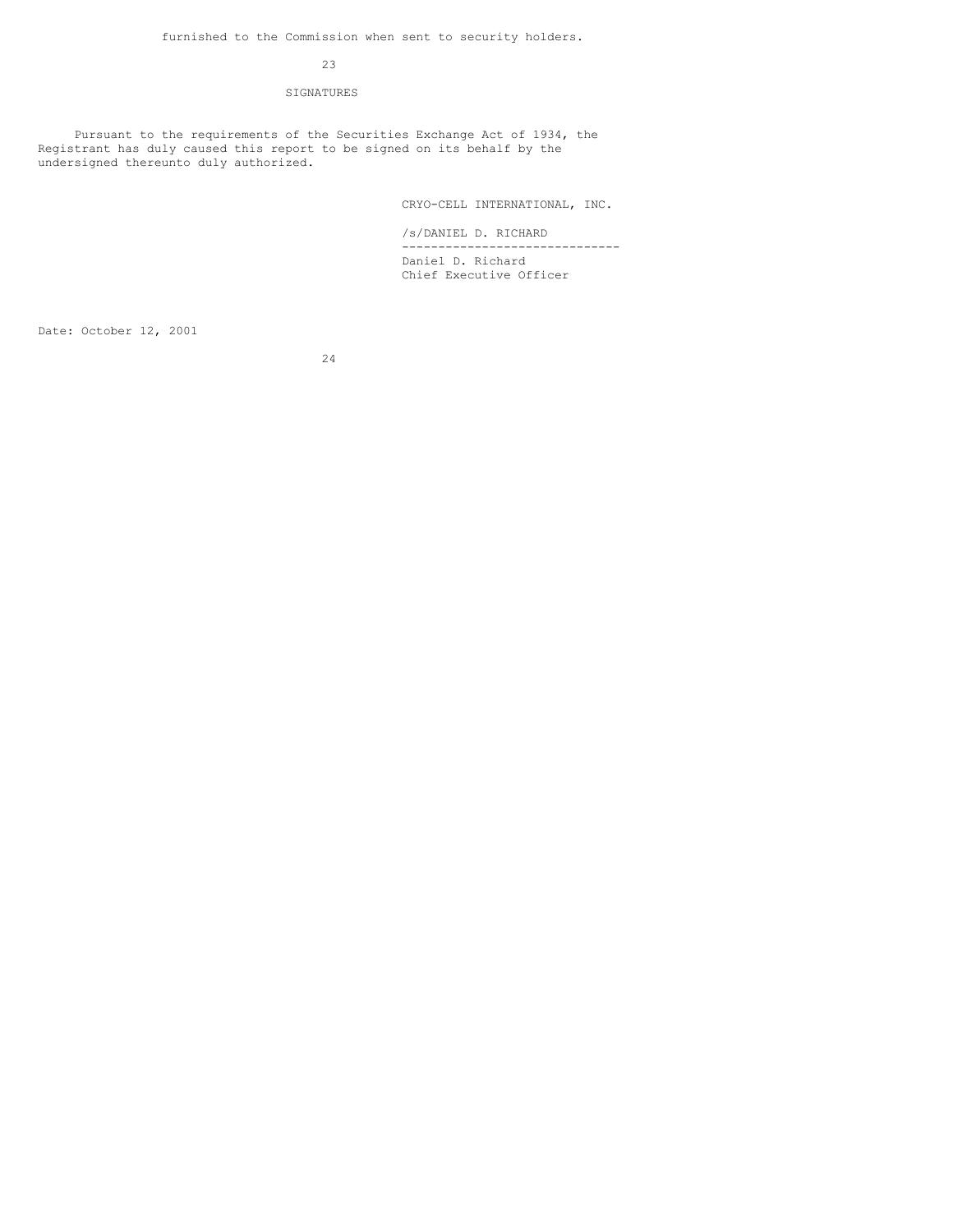furnished to the Commission when sent to security holders.

## SIGNATURES

Pursuant to the requirements of the Securities Exchange Act of 1934, the Registrant has duly caused this report to be signed on its behalf by the undersigned thereunto duly authorized.

CRYO-CELL INTERNATIONAL, INC.

/s/DANIEL D. RICHARD

---

Daniel D. Richard
Chief Executive Officer

Date: October 12, 2001